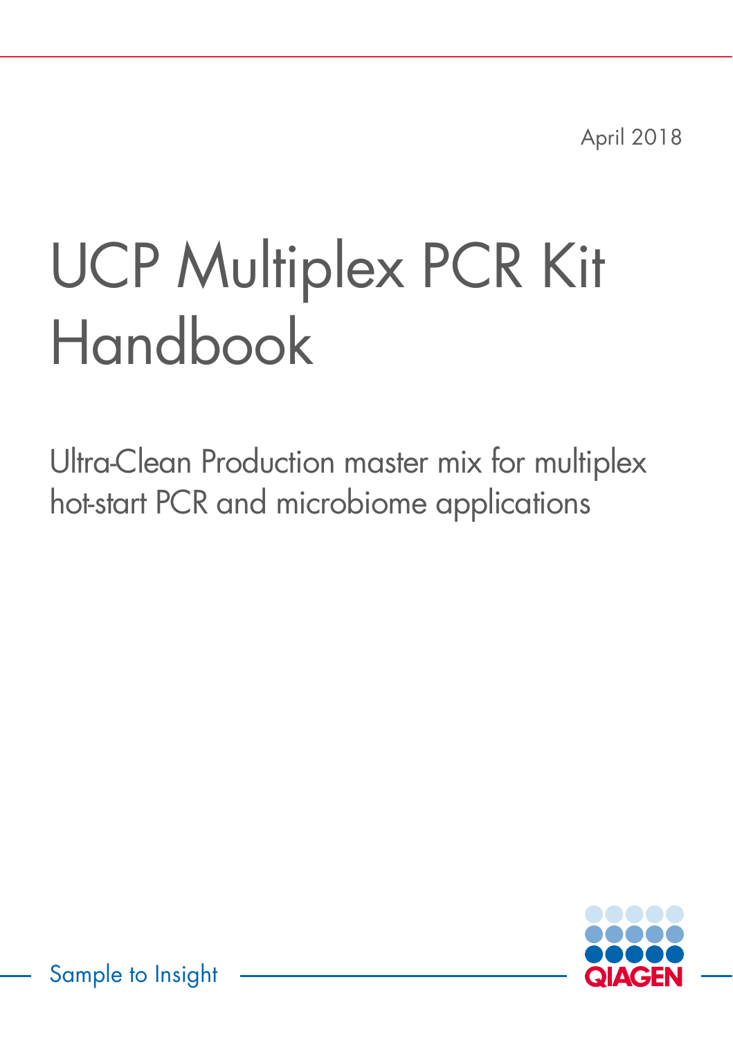April 2018

# UCP Multiplex PCR Kit Handbook

Ultra-Clean Production master mix for multiplex hot-start PCR and microbiome applications

Sample to Insight

QIAGEN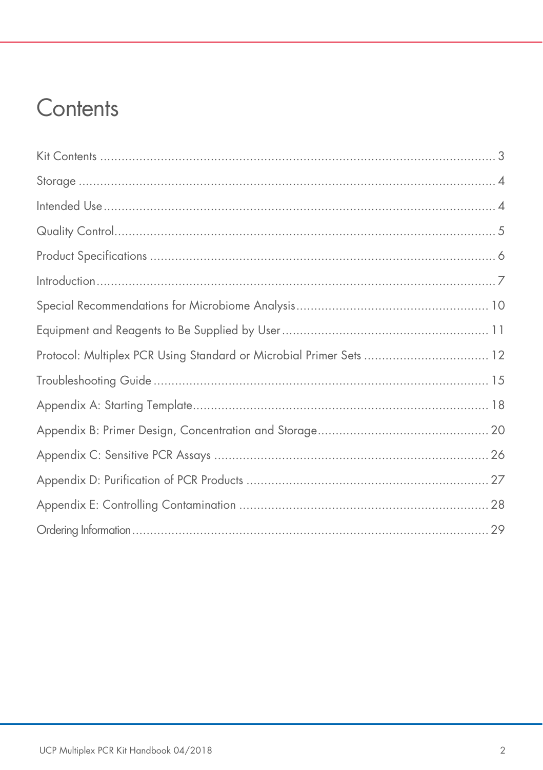# Contents

Kit Contents ............................................................................................................ 3

Storage ................................................................................................................... 4

Intended Use ........................................................................................................... 4

Quality Control......................................................................................................... 5

Product Specifications .............................................................................................. 6

Introduction.............................................................................................................. 7

Special Recommendations for Microbiome Analysis .................................................... 10

Equipment and Reagents to Be Supplied by User ........................................................ 11

Protocol: Multiplex PCR Using Standard or Microbial Primer Sets .................................. 12

Troubleshooting Guide ............................................................................................ 15

Appendix A: Starting Template ................................................................................. 18

Appendix B: Primer Design, Concentration and Storage ............................................... 20

Appendix C: Sensitive PCR Assays ........................................................................... 26

Appendix D: Purification of PCR Products ................................................................. 27

Appendix E: Controlling Contamination ..................................................................... 28

Ordering Information ............................................................................................... 29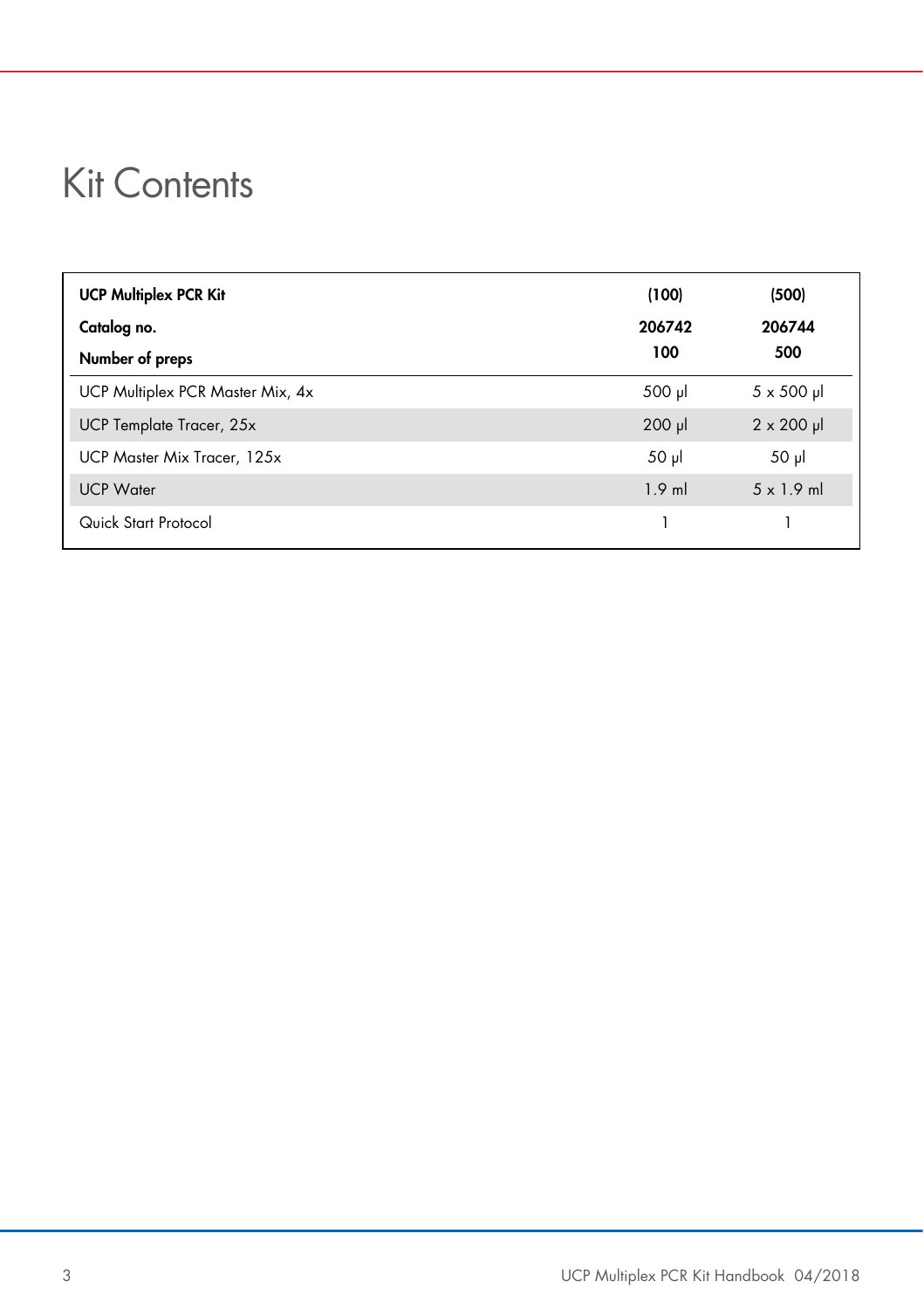# Kit Contents

| UCP Multiplex PCR Kit<br>Catalog no.<br>Number of preps | (100)<br>206742<br>100 | (500)<br>206744<br>500 |
|---|---|---|
| UCP Multiplex PCR Master Mix, 4x | 500 µl | 5 x 500 µl |
| UCP Template Tracer, 25x | 200 µl | 2 x 200 µl |
| UCP Master Mix Tracer, 125x | 50 µl | 50 µl |
| UCP Water | 1.9 ml | 5 x 1.9 ml |
| Quick Start Protocol | 1 | 1 |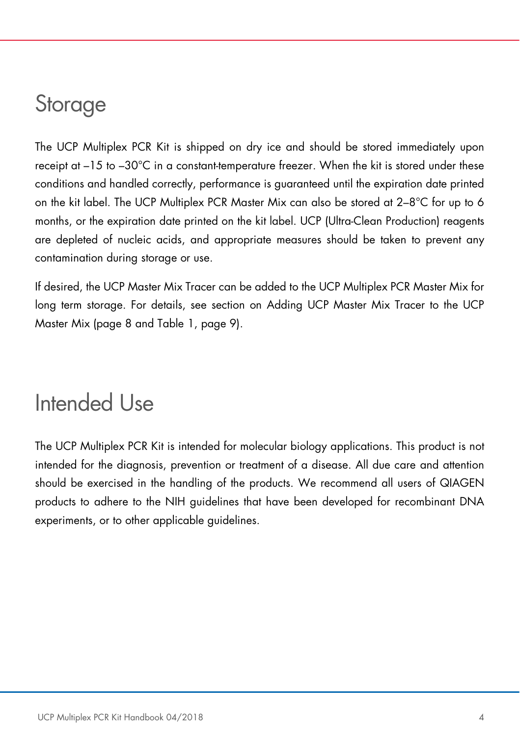# Storage

The UCP Multiplex PCR Kit is shipped on dry ice and should be stored immediately upon receipt at –15 to –30°C in a constant-temperature freezer. When the kit is stored under these conditions and handled correctly, performance is guaranteed until the expiration date printed on the kit label. The UCP Multiplex PCR Master Mix can also be stored at 2–8°C for up to 6 months, or the expiration date printed on the kit label. UCP (Ultra-Clean Production) reagents are depleted of nucleic acids, and appropriate measures should be taken to prevent any contamination during storage or use.

If desired, the UCP Master Mix Tracer can be added to the UCP Multiplex PCR Master Mix for long term storage. For details, see section on Adding UCP Master Mix Tracer to the UCP Master Mix (page 8 and Table 1, page 9).

# Intended Use

The UCP Multiplex PCR Kit is intended for molecular biology applications. This product is not intended for the diagnosis, prevention or treatment of a disease. All due care and attention should be exercised in the handling of the products. We recommend all users of QIAGEN products to adhere to the NIH guidelines that have been developed for recombinant DNA experiments, or to other applicable guidelines.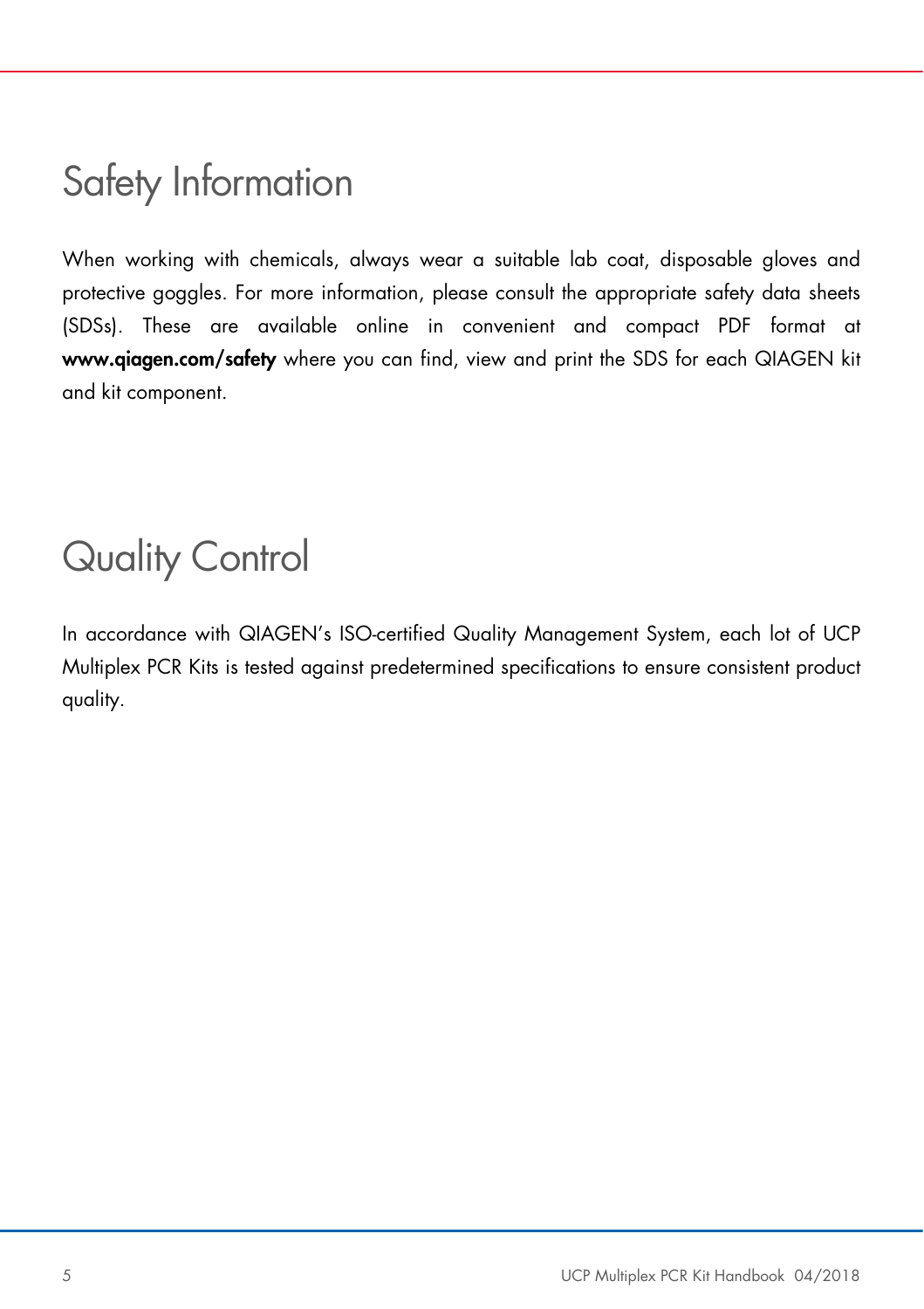# Safety Information

When working with chemicals, always wear a suitable lab coat, disposable gloves and protective goggles. For more information, please consult the appropriate safety data sheets (SDSs). These are available online in convenient and compact PDF format at **www.qiagen.com/safety** where you can find, view and print the SDS for each QIAGEN kit and kit component.

# Quality Control

In accordance with QIAGEN's ISO-certified Quality Management System, each lot of UCP Multiplex PCR Kits is tested against predetermined specifications to ensure consistent product quality.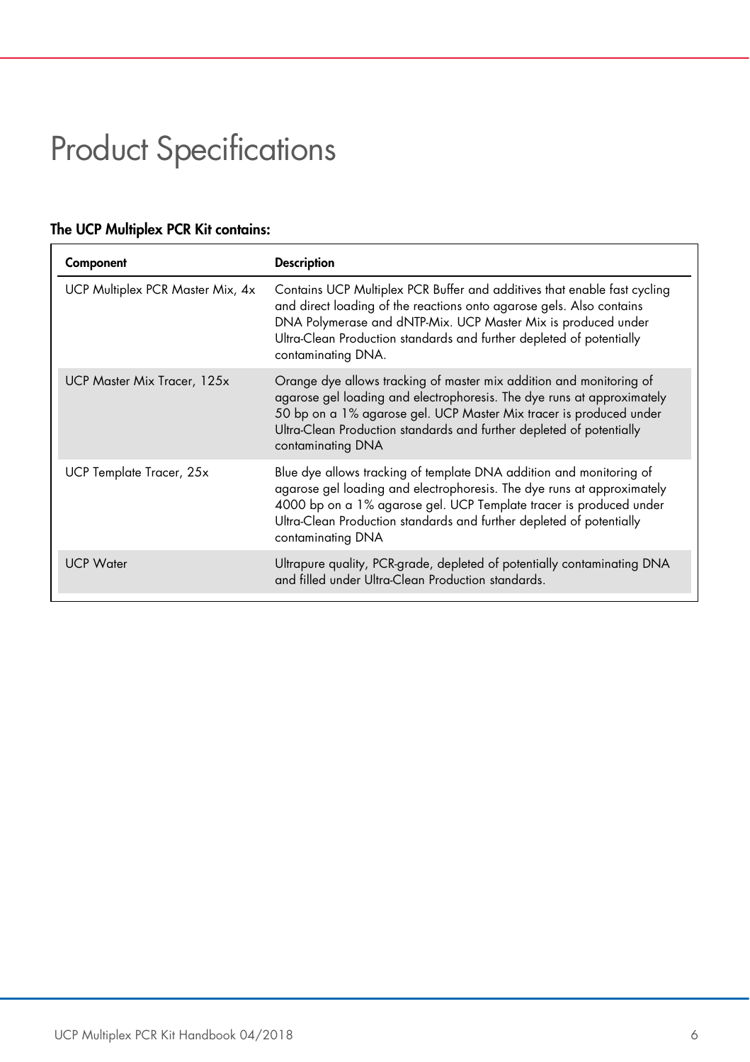# Product Specifications

**The UCP Multiplex PCR Kit contains:**

| Component | Description |
| --- | --- |
| UCP Multiplex PCR Master Mix, 4x | Contains UCP Multiplex PCR Buffer and additives that enable fast cycling and direct loading of the reactions onto agarose gels. Also contains DNA Polymerase and dNTP-Mix. UCP Master Mix is produced under Ultra-Clean Production standards and further depleted of potentially contaminating DNA. |
| UCP Master Mix Tracer, 125x | Orange dye allows tracking of master mix addition and monitoring of agarose gel loading and electrophoresis. The dye runs at approximately 50 bp on a 1% agarose gel. UCP Master Mix tracer is produced under Ultra-Clean Production standards and further depleted of potentially contaminating DNA |
| UCP Template Tracer, 25x | Blue dye allows tracking of template DNA addition and monitoring of agarose gel loading and electrophoresis. The dye runs at approximately 4000 bp on a 1% agarose gel. UCP Template tracer is produced under Ultra-Clean Production standards and further depleted of potentially contaminating DNA |
| UCP Water | Ultrapure quality, PCR-grade, depleted of potentially contaminating DNA and filled under Ultra-Clean Production standards. |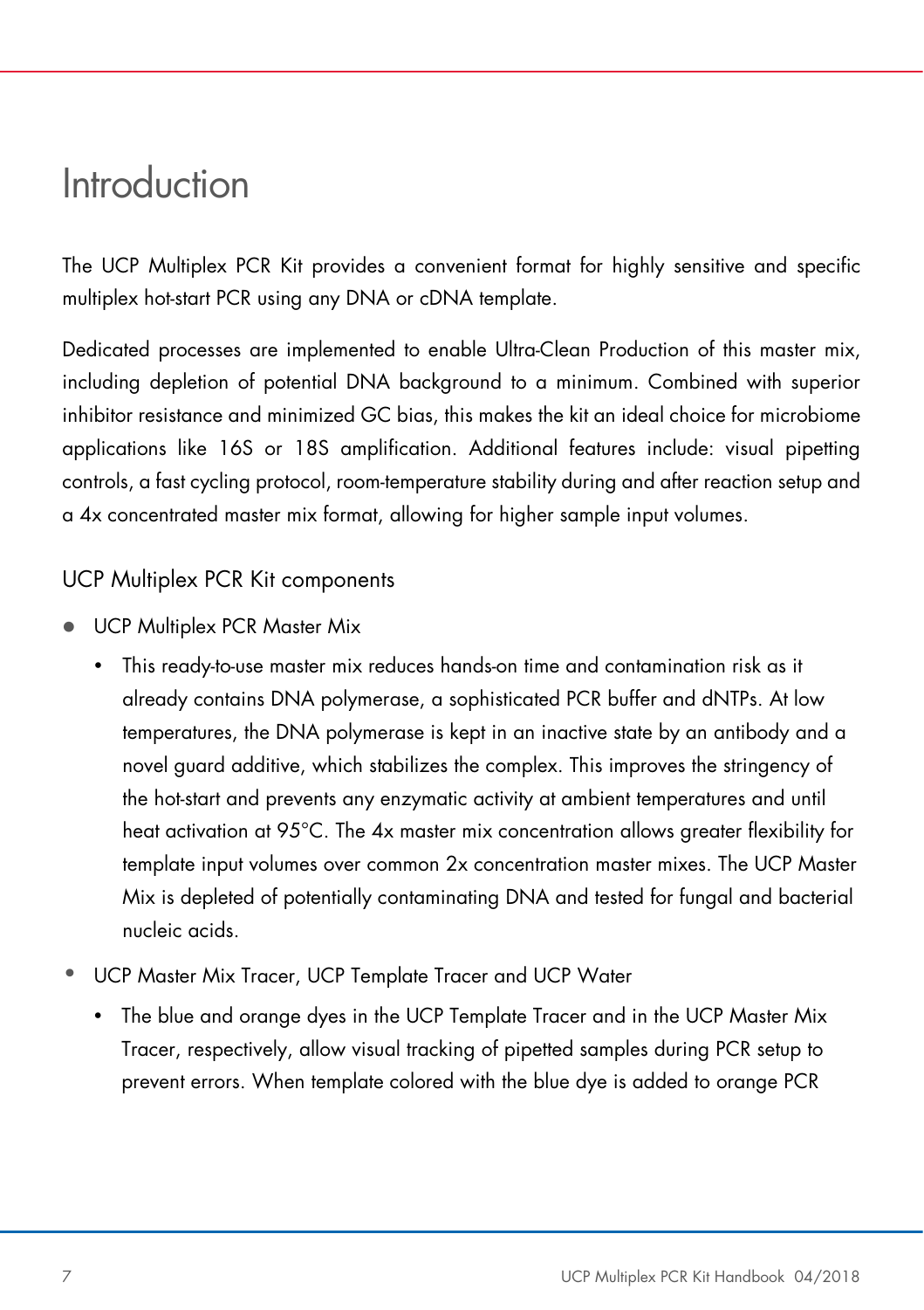# Introduction

The UCP Multiplex PCR Kit provides a convenient format for highly sensitive and specific multiplex hot-start PCR using any DNA or cDNA template.

Dedicated processes are implemented to enable Ultra-Clean Production of this master mix, including depletion of potential DNA background to a minimum. Combined with superior inhibitor resistance and minimized GC bias, this makes the kit an ideal choice for microbiome applications like 16S or 18S amplification. Additional features include: visual pipetting controls, a fast cycling protocol, room-temperature stability during and after reaction setup and a 4x concentrated master mix format, allowing for higher sample input volumes.

## UCP Multiplex PCR Kit components

- UCP Multiplex PCR Master Mix
  - This ready-to-use master mix reduces hands-on time and contamination risk as it already contains DNA polymerase, a sophisticated PCR buffer and dNTPs. At low temperatures, the DNA polymerase is kept in an inactive state by an antibody and a novel guard additive, which stabilizes the complex. This improves the stringency of the hot-start and prevents any enzymatic activity at ambient temperatures and until heat activation at 95°C. The 4x master mix concentration allows greater flexibility for template input volumes over common 2x concentration master mixes. The UCP Master Mix is depleted of potentially contaminating DNA and tested for fungal and bacterial nucleic acids.
- UCP Master Mix Tracer, UCP Template Tracer and UCP Water
  - The blue and orange dyes in the UCP Template Tracer and in the UCP Master Mix Tracer, respectively, allow visual tracking of pipetted samples during PCR setup to prevent errors. When template colored with the blue dye is added to orange PCR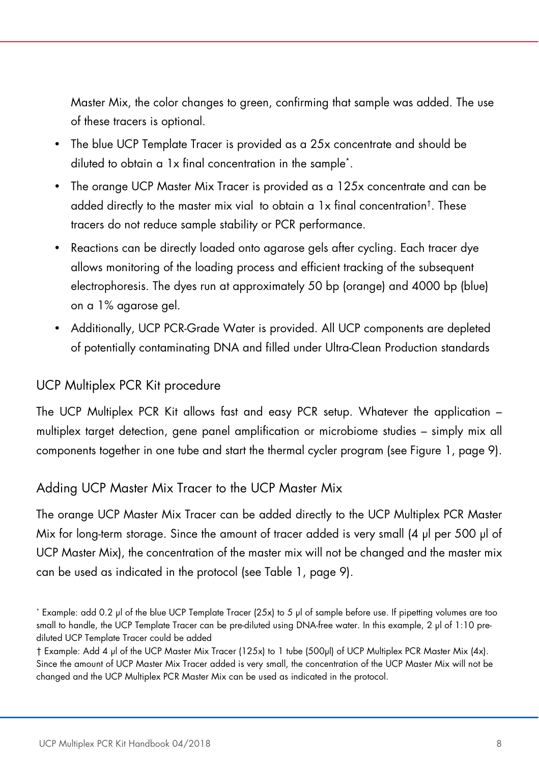Master Mix, the color changes to green, confirming that sample was added. The use of these tracers is optional.

- The blue UCP Template Tracer is provided as a 25x concentrate and should be diluted to obtain a 1x final concentration in the sample*.
- The orange UCP Master Mix Tracer is provided as a 125x concentrate and can be added directly to the master mix vial to obtain a 1x final concentration†. These tracers do not reduce sample stability or PCR performance.
- Reactions can be directly loaded onto agarose gels after cycling. Each tracer dye allows monitoring of the loading process and efficient tracking of the subsequent electrophoresis. The dyes run at approximately 50 bp (orange) and 4000 bp (blue) on a 1% agarose gel.
- Additionally, UCP PCR-Grade Water is provided. All UCP components are depleted of potentially contaminating DNA and filled under Ultra-Clean Production standards

## UCP Multiplex PCR Kit procedure

The UCP Multiplex PCR Kit allows fast and easy PCR setup. Whatever the application – multiplex target detection, gene panel amplification or microbiome studies – simply mix all components together in one tube and start the thermal cycler program (see Figure 1, page 9).

## Adding UCP Master Mix Tracer to the UCP Master Mix

The orange UCP Master Mix Tracer can be added directly to the UCP Multiplex PCR Master Mix for long-term storage. Since the amount of tracer added is very small (4 µl per 500 µl of UCP Master Mix), the concentration of the master mix will not be changed and the master mix can be used as indicated in the protocol (see Table 1, page 9).

* Example: add 0.2 µl of the blue UCP Template Tracer (25x) to 5 µl of sample before use. If pipetting volumes are too small to handle, the UCP Template Tracer can be pre-diluted using DNA-free water. In this example, 2 µl of 1:10 pre-diluted UCP Template Tracer could be added

† Example: Add 4 µl of the UCP Master Mix Tracer (125x) to 1 tube (500µl) of UCP Multiplex PCR Master Mix (4x). Since the amount of UCP Master Mix Tracer added is very small, the concentration of the UCP Master Mix will not be changed and the UCP Multiplex PCR Master Mix can be used as indicated in the protocol.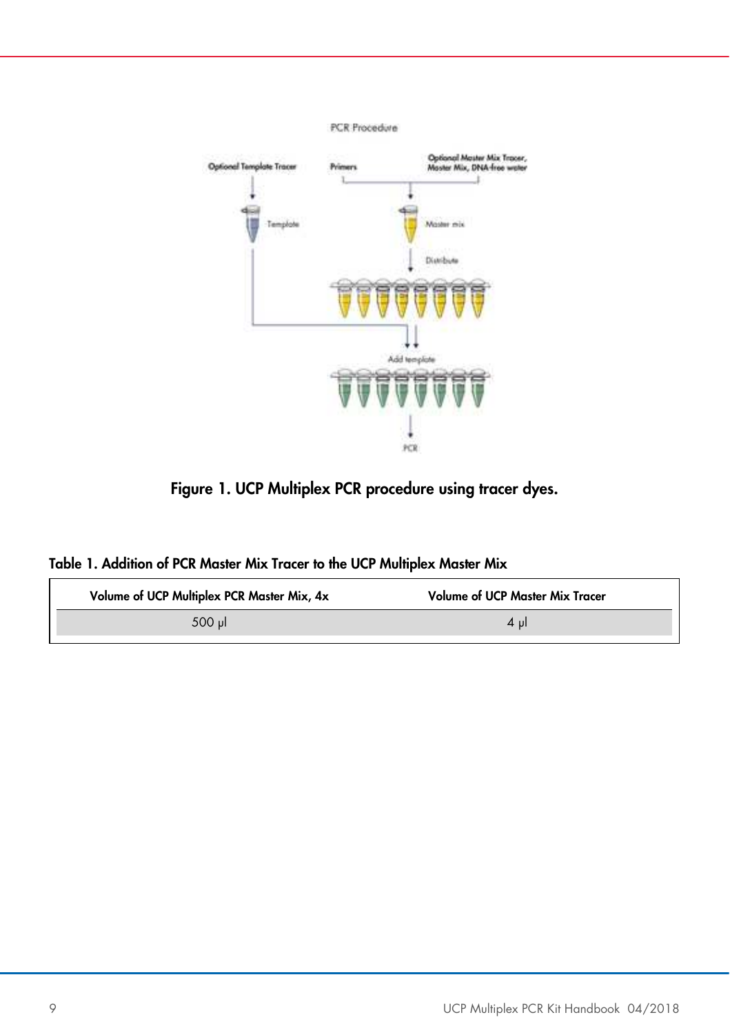**Figure 1. UCP Multiplex PCR procedure using tracer dyes.**

**Table 1. Addition of PCR Master Mix Tracer to the UCP Multiplex Master Mix**

| Volume of UCP Multiplex PCR Master Mix, 4x | Volume of UCP Master Mix Tracer |
|---|---|
| 500 µl | 4 µl |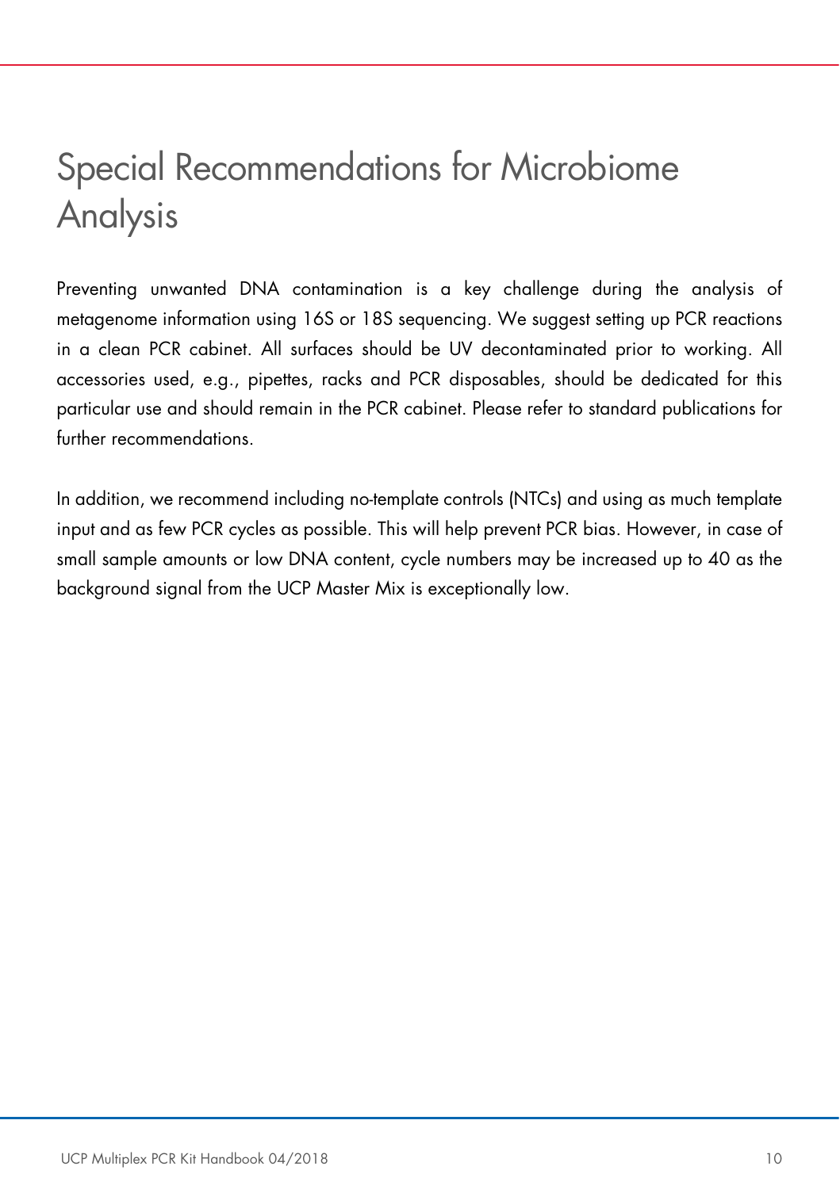# Special Recommendations for Microbiome Analysis

Preventing unwanted DNA contamination is a key challenge during the analysis of metagenome information using 16S or 18S sequencing. We suggest setting up PCR reactions in a clean PCR cabinet. All surfaces should be UV decontaminated prior to working. All accessories used, e.g., pipettes, racks and PCR disposables, should be dedicated for this particular use and should remain in the PCR cabinet. Please refer to standard publications for further recommendations.

In addition, we recommend including no-template controls (NTCs) and using as much template input and as few PCR cycles as possible. This will help prevent PCR bias. However, in case of small sample amounts or low DNA content, cycle numbers may be increased up to 40 as the background signal from the UCP Master Mix is exceptionally low.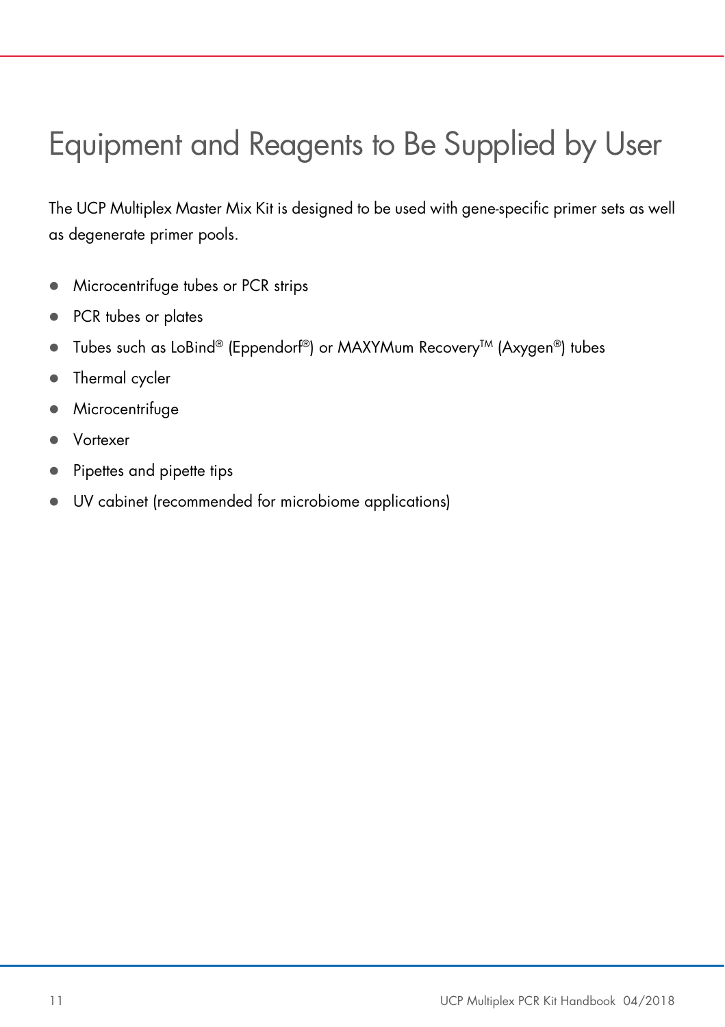# Equipment and Reagents to Be Supplied by User

The UCP Multiplex Master Mix Kit is designed to be used with gene-specific primer sets as well as degenerate primer pools.

- Microcentrifuge tubes or PCR strips
- PCR tubes or plates
- Tubes such as LoBind® (Eppendorf®) or MAXYMum Recovery™ (Axygen®) tubes
- Thermal cycler
- Microcentrifuge
- Vortexer
- Pipettes and pipette tips
- UV cabinet (recommended for microbiome applications)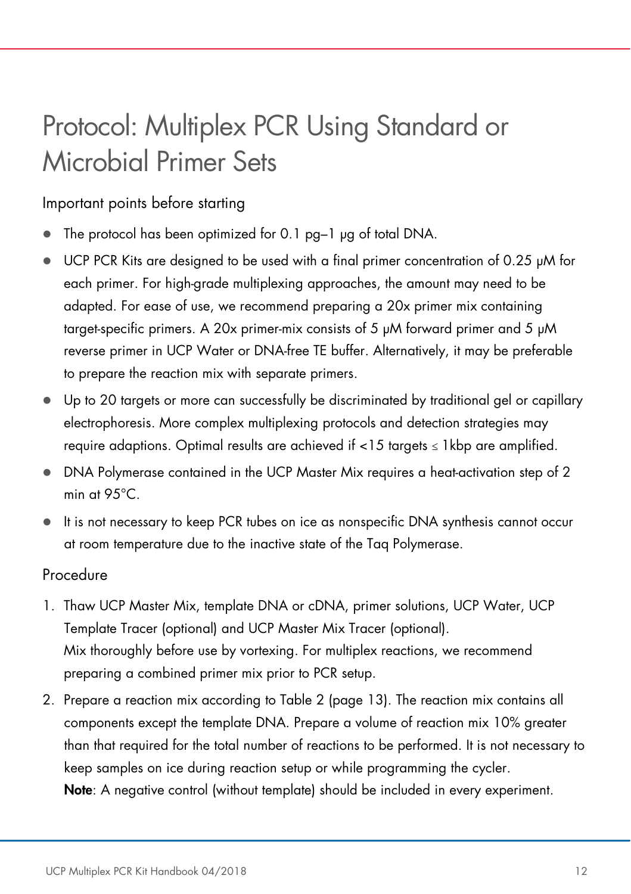# Protocol: Multiplex PCR Using Standard or Microbial Primer Sets

## Important points before starting

- The protocol has been optimized for 0.1 pg–1 µg of total DNA.
- UCP PCR Kits are designed to be used with a final primer concentration of 0.25 µM for each primer. For high-grade multiplexing approaches, the amount may need to be adapted. For ease of use, we recommend preparing a 20x primer mix containing target-specific primers. A 20x primer-mix consists of 5 µM forward primer and 5 µM reverse primer in UCP Water or DNA-free TE buffer. Alternatively, it may be preferable to prepare the reaction mix with separate primers.
- Up to 20 targets or more can successfully be discriminated by traditional gel or capillary electrophoresis. More complex multiplexing protocols and detection strategies may require adaptions. Optimal results are achieved if <15 targets ≤ 1kbp are amplified.
- DNA Polymerase contained in the UCP Master Mix requires a heat-activation step of 2 min at 95°C.
- It is not necessary to keep PCR tubes on ice as nonspecific DNA synthesis cannot occur at room temperature due to the inactive state of the Taq Polymerase.

## Procedure

1. Thaw UCP Master Mix, template DNA or cDNA, primer solutions, UCP Water, UCP Template Tracer (optional) and UCP Master Mix Tracer (optional).
   Mix thoroughly before use by vortexing. For multiplex reactions, we recommend preparing a combined primer mix prior to PCR setup.
2. Prepare a reaction mix according to Table 2 (page 13). The reaction mix contains all components except the template DNA. Prepare a volume of reaction mix 10% greater than that required for the total number of reactions to be performed. It is not necessary to keep samples on ice during reaction setup or while programming the cycler.
   **Note**: A negative control (without template) should be included in every experiment.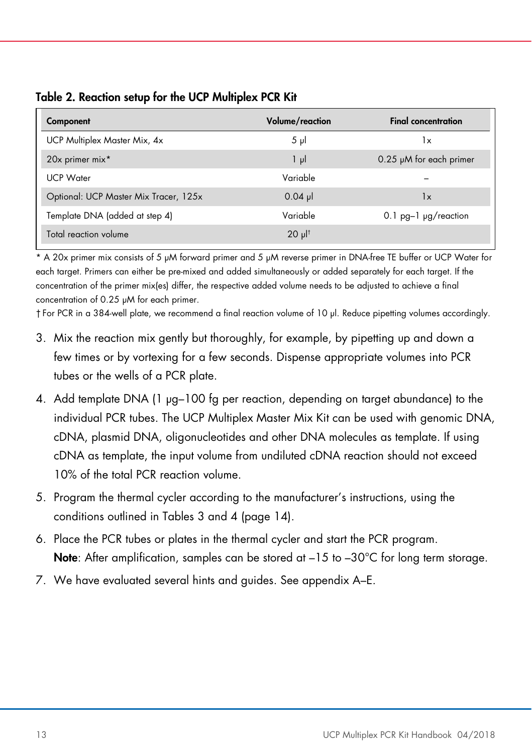**Table 2. Reaction setup for the UCP Multiplex PCR Kit**

| Component | Volume/reaction | Final concentration |
|---|---|---|
| UCP Multiplex Master Mix, 4x | 5 µl | 1x |
| 20x primer mix* | 1 µl | 0.25 µM for each primer |
| UCP Water | Variable | – |
| Optional: UCP Master Mix Tracer, 125x | 0.04 µl | 1x |
| Template DNA (added at step 4) | Variable | 0.1 pg–1 µg/reaction |
| Total reaction volume | 20 µl† | |

\* A 20x primer mix consists of 5 µM forward primer and 5 µM reverse primer in DNA-free TE buffer or UCP Water for each target. Primers can either be pre-mixed and added simultaneously or added separately for each target. If the concentration of the primer mix(es) differ, the respective added volume needs to be adjusted to achieve a final concentration of 0.25 µM for each primer.

† For PCR in a 384-well plate, we recommend a final reaction volume of 10 µl. Reduce pipetting volumes accordingly.

3. Mix the reaction mix gently but thoroughly, for example, by pipetting up and down a few times or by vortexing for a few seconds. Dispense appropriate volumes into PCR tubes or the wells of a PCR plate.
4. Add template DNA (1 µg–100 fg per reaction, depending on target abundance) to the individual PCR tubes. The UCP Multiplex Master Mix Kit can be used with genomic DNA, cDNA, plasmid DNA, oligonucleotides and other DNA molecules as template. If using cDNA as template, the input volume from undiluted cDNA reaction should not exceed 10% of the total PCR reaction volume.
5. Program the thermal cycler according to the manufacturer's instructions, using the conditions outlined in Tables 3 and 4 (page 14).
6. Place the PCR tubes or plates in the thermal cycler and start the PCR program.
   **Note**: After amplification, samples can be stored at –15 to –30°C for long term storage.
7. We have evaluated several hints and guides. See appendix A–E.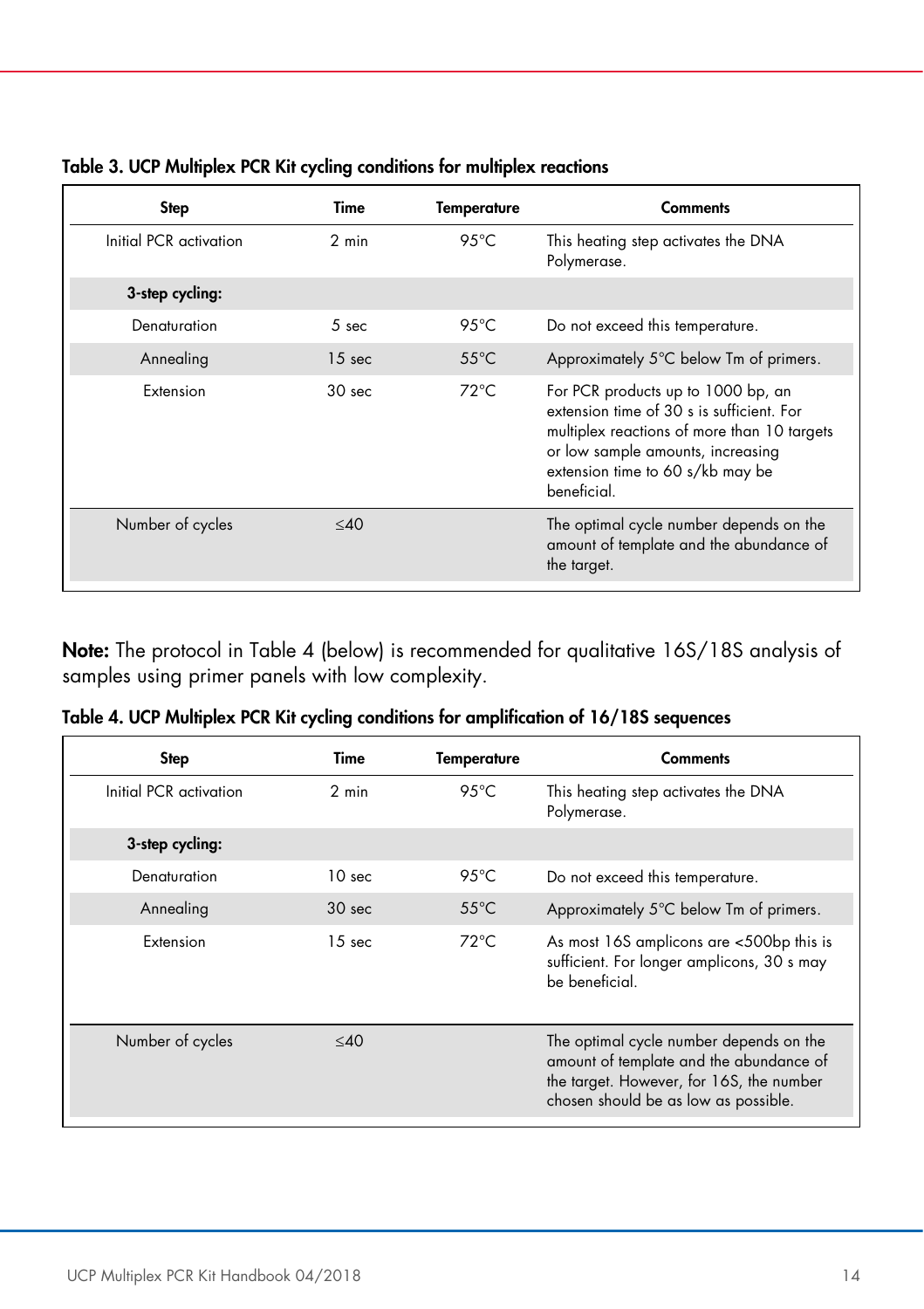**Table 3. UCP Multiplex PCR Kit cycling conditions for multiplex reactions**

| Step | Time | Temperature | Comments |
|---|---|---|---|
| Initial PCR activation | 2 min | 95°C | This heating step activates the DNA Polymerase. |
| **3-step cycling:** | | | |
| Denaturation | 5 sec | 95°C | Do not exceed this temperature. |
| Annealing | 15 sec | 55°C | Approximately 5°C below Tm of primers. |
| Extension | 30 sec | 72°C | For PCR products up to 1000 bp, an extension time of 30 s is sufficient. For multiplex reactions of more than 10 targets or low sample amounts, increasing extension time to 60 s/kb may be beneficial. |
| Number of cycles | ≤40 | | The optimal cycle number depends on the amount of template and the abundance of the target. |

**Note:** The protocol in Table 4 (below) is recommended for qualitative 16S/18S analysis of samples using primer panels with low complexity.

**Table 4. UCP Multiplex PCR Kit cycling conditions for amplification of 16/18S sequences**

| Step | Time | Temperature | Comments |
|---|---|---|---|
| Initial PCR activation | 2 min | 95°C | This heating step activates the DNA Polymerase. |
| **3-step cycling:** | | | |
| Denaturation | 10 sec | 95°C | Do not exceed this temperature. |
| Annealing | 30 sec | 55°C | Approximately 5°C below Tm of primers. |
| Extension | 15 sec | 72°C | As most 16S amplicons are <500bp this is sufficient. For longer amplicons, 30 s may be beneficial. |
| Number of cycles | ≤40 | | The optimal cycle number depends on the amount of template and the abundance of the target. However, for 16S, the number chosen should be as low as possible. |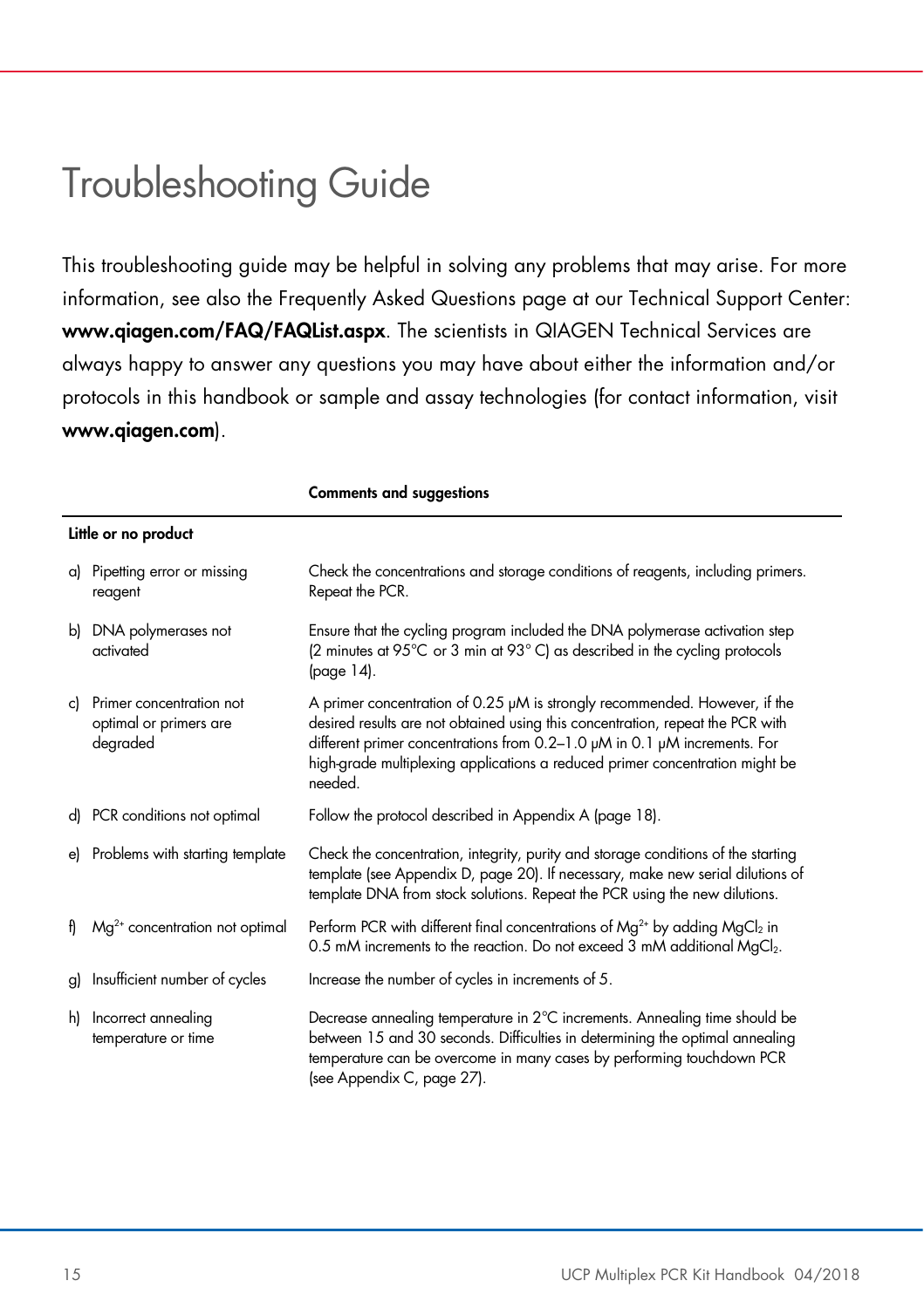# Troubleshooting Guide

This troubleshooting guide may be helpful in solving any problems that may arise. For more information, see also the Frequently Asked Questions page at our Technical Support Center: **www.qiagen.com/FAQ/FAQList.aspx**. The scientists in QIAGEN Technical Services are always happy to answer any questions you may have about either the information and/or protocols in this handbook or sample and assay technologies (for contact information, visit **www.qiagen.com**).

| | **Comments and suggestions** |
|---|---|
| **Little or no product** | |
| a) Pipetting error or missing reagent | Check the concentrations and storage conditions of reagents, including primers. Repeat the PCR. |
| b) DNA polymerases not activated | Ensure that the cycling program included the DNA polymerase activation step (2 minutes at 95°C or 3 min at 93° C) as described in the cycling protocols (page 14). |
| c) Primer concentration not optimal or primers are degraded | A primer concentration of 0.25 µM is strongly recommended. However, if the desired results are not obtained using this concentration, repeat the PCR with different primer concentrations from 0.2–1.0 µM in 0.1 µM increments. For high-grade multiplexing applications a reduced primer concentration might be needed. |
| d) PCR conditions not optimal | Follow the protocol described in Appendix A (page 18). |
| e) Problems with starting template | Check the concentration, integrity, purity and storage conditions of the starting template (see Appendix D, page 20). If necessary, make new serial dilutions of template DNA from stock solutions. Repeat the PCR using the new dilutions. |
| f) $Mg^{2+}$ concentration not optimal | Perform PCR with different final concentrations of $Mg^{2+}$ by adding $MgCl_2$ in 0.5 mM increments to the reaction. Do not exceed 3 mM additional $MgCl_2$. |
| g) Insufficient number of cycles | Increase the number of cycles in increments of 5. |
| h) Incorrect annealing temperature or time | Decrease annealing temperature in 2°C increments. Annealing time should be between 15 and 30 seconds. Difficulties in determining the optimal annealing temperature can be overcome in many cases by performing touchdown PCR (see Appendix C, page 27). |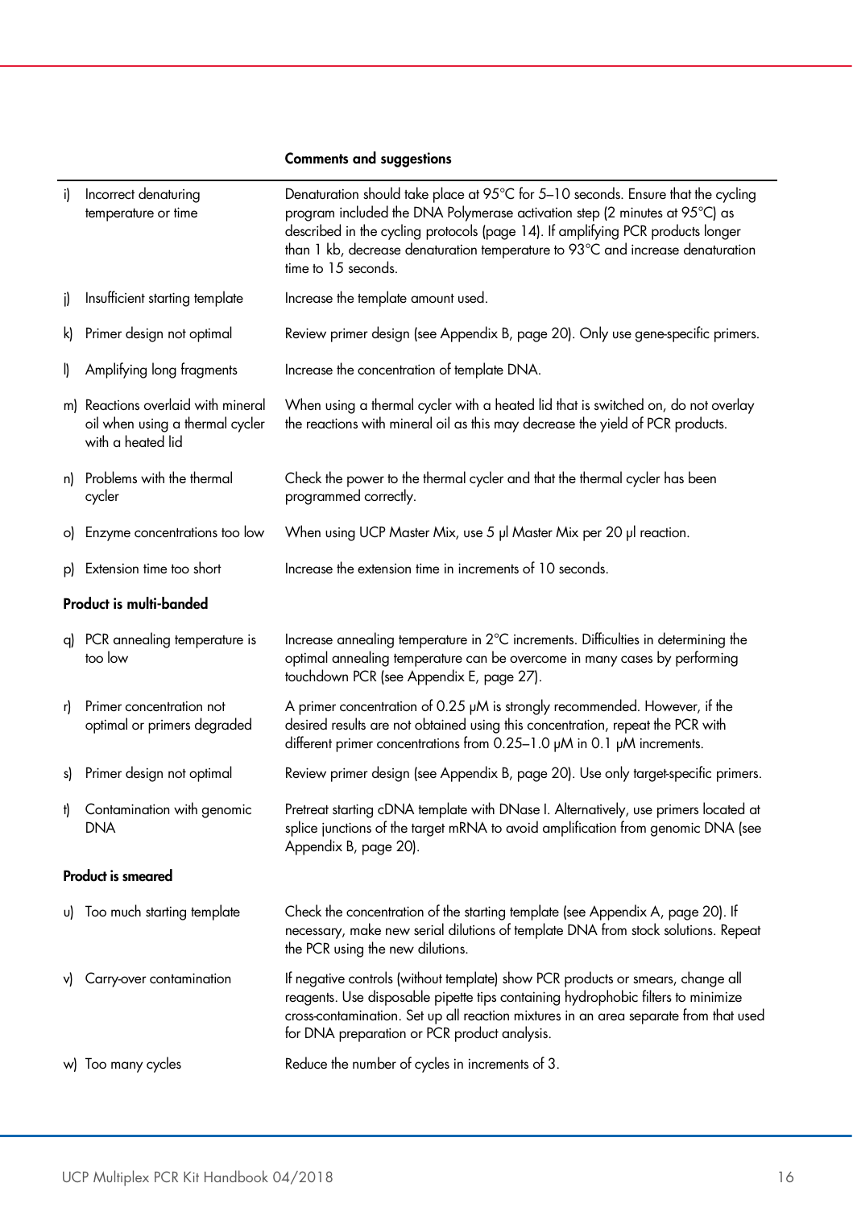| | Comments and suggestions |
|---|---|
| i) Incorrect denaturing temperature or time | Denaturation should take place at 95°C for 5–10 seconds. Ensure that the cycling program included the DNA Polymerase activation step (2 minutes at 95°C) as described in the cycling protocols (page 14). If amplifying PCR products longer than 1 kb, decrease denaturation temperature to 93°C and increase denaturation time to 15 seconds. |
| j) Insufficient starting template | Increase the template amount used. |
| k) Primer design not optimal | Review primer design (see Appendix B, page 20). Only use gene-specific primers. |
| l) Amplifying long fragments | Increase the concentration of template DNA. |
| m) Reactions overlaid with mineral oil when using a thermal cycler with a heated lid | When using a thermal cycler with a heated lid that is switched on, do not overlay the reactions with mineral oil as this may decrease the yield of PCR products. |
| n) Problems with the thermal cycler | Check the power to the thermal cycler and that the thermal cycler has been programmed correctly. |
| o) Enzyme concentrations too low | When using UCP Master Mix, use 5 µl Master Mix per 20 µl reaction. |
| p) Extension time too short | Increase the extension time in increments of 10 seconds. |
| **Product is multi-banded** | |
| q) PCR annealing temperature is too low | Increase annealing temperature in 2°C increments. Difficulties in determining the optimal annealing temperature can be overcome in many cases by performing touchdown PCR (see Appendix E, page 27). |
| r) Primer concentration not optimal or primers degraded | A primer concentration of 0.25 µM is strongly recommended. However, if the desired results are not obtained using this concentration, repeat the PCR with different primer concentrations from 0.25–1.0 µM in 0.1 µM increments. |
| s) Primer design not optimal | Review primer design (see Appendix B, page 20). Use only target-specific primers. |
| t) Contamination with genomic DNA | Pretreat starting cDNA template with DNase I. Alternatively, use primers located at splice junctions of the target mRNA to avoid amplification from genomic DNA (see Appendix B, page 20). |
| **Product is smeared** | |
| u) Too much starting template | Check the concentration of the starting template (see Appendix A, page 20). If necessary, make new serial dilutions of template DNA from stock solutions. Repeat the PCR using the new dilutions. |
| v) Carry-over contamination | If negative controls (without template) show PCR products or smears, change all reagents. Use disposable pipette tips containing hydrophobic filters to minimize cross-contamination. Set up all reaction mixtures in an area separate from that used for DNA preparation or PCR product analysis. |
| w) Too many cycles | Reduce the number of cycles in increments of 3. |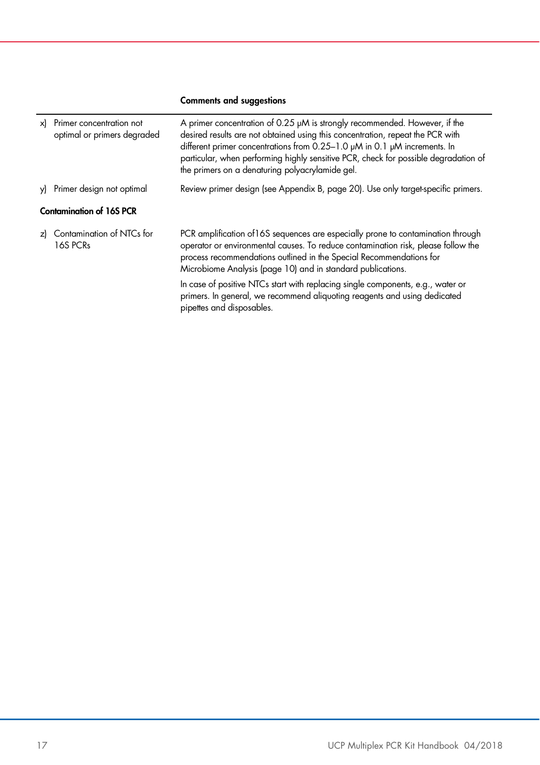| | Comments and suggestions |
|---|---|
| x) Primer concentration not optimal or primers degraded | A primer concentration of 0.25 µM is strongly recommended. However, if the desired results are not obtained using this concentration, repeat the PCR with different primer concentrations from 0.25–1.0 µM in 0.1 µM increments. In particular, when performing highly sensitive PCR, check for possible degradation of the primers on a denaturing polyacrylamide gel. |
| y) Primer design not optimal | Review primer design (see Appendix B, page 20). Use only target-specific primers. |
| **Contamination of 16S PCR** | |
| z) Contamination of NTCs for 16S PCRs | PCR amplification of16S sequences are especially prone to contamination through operator or environmental causes. To reduce contamination risk, please follow the process recommendations outlined in the Special Recommendations for Microbiome Analysis (page 10) and in standard publications.<br><br>In case of positive NTCs start with replacing single components, e.g., water or primers. In general, we recommend aliquoting reagents and using dedicated pipettes and disposables. |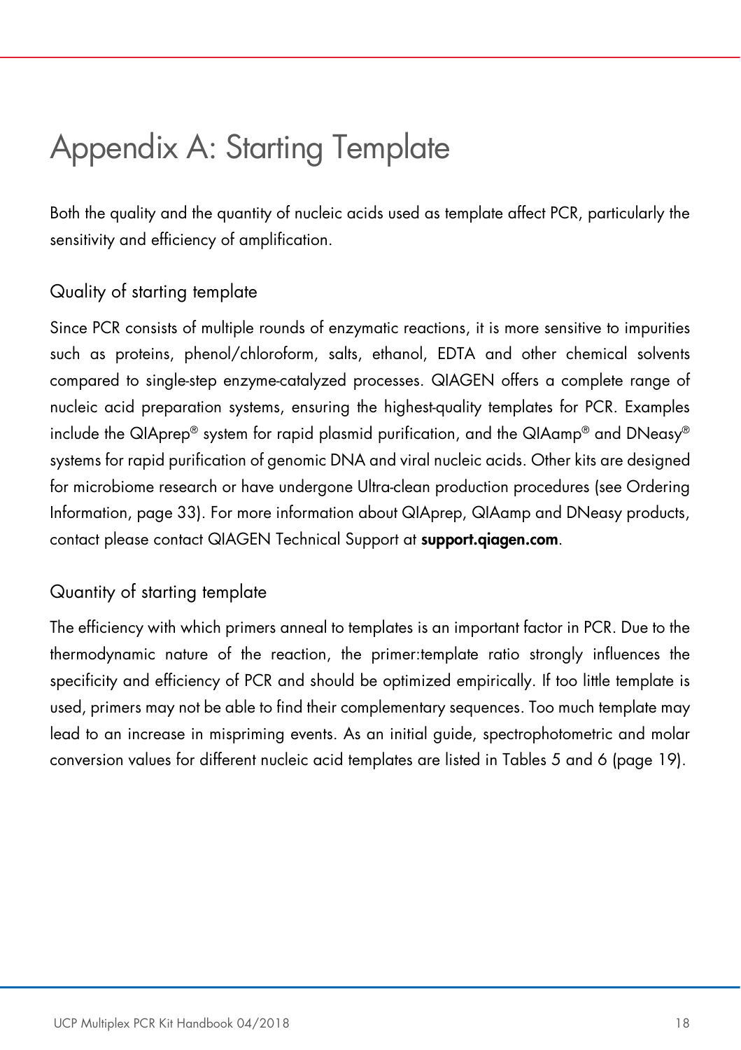# Appendix A: Starting Template

Both the quality and the quantity of nucleic acids used as template affect PCR, particularly the sensitivity and efficiency of amplification.

## Quality of starting template

Since PCR consists of multiple rounds of enzymatic reactions, it is more sensitive to impurities such as proteins, phenol/chloroform, salts, ethanol, EDTA and other chemical solvents compared to single-step enzyme-catalyzed processes. QIAGEN offers a complete range of nucleic acid preparation systems, ensuring the highest-quality templates for PCR. Examples include the QIAprep® system for rapid plasmid purification, and the QIAamp® and DNeasy® systems for rapid purification of genomic DNA and viral nucleic acids. Other kits are designed for microbiome research or have undergone Ultra-clean production procedures (see Ordering Information, page 33). For more information about QIAprep, QIAamp and DNeasy products, contact please contact QIAGEN Technical Support at **support.qiagen.com**.

## Quantity of starting template

The efficiency with which primers anneal to templates is an important factor in PCR. Due to the thermodynamic nature of the reaction, the primer:template ratio strongly influences the specificity and efficiency of PCR and should be optimized empirically. If too little template is used, primers may not be able to find their complementary sequences. Too much template may lead to an increase in mispriming events. As an initial guide, spectrophotometric and molar conversion values for different nucleic acid templates are listed in Tables 5 and 6 (page 19).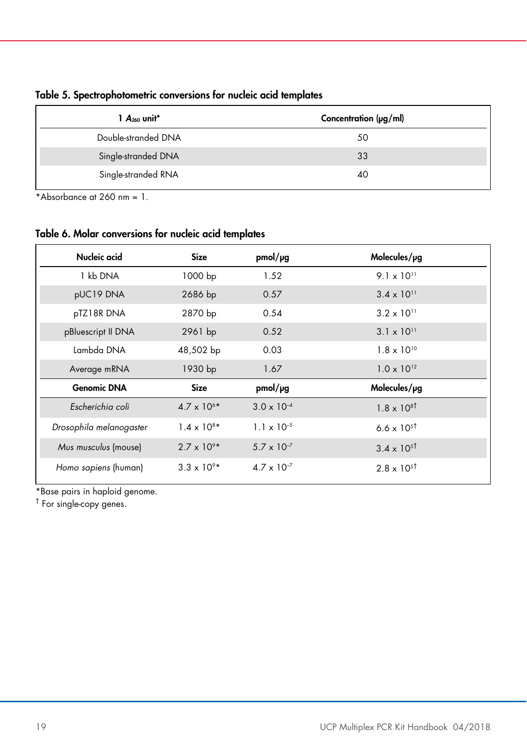**Table 5. Spectrophotometric conversions for nucleic acid templates**

| 1 $A_{260}$ unit* | Concentration (µg/ml) |
|---|---|
| Double-stranded DNA | 50 |
| Single-stranded DNA | 33 |
| Single-stranded RNA | 40 |

*Absorbance at 260 nm = 1.

**Table 6. Molar conversions for nucleic acid templates**

| Nucleic acid | Size | pmol/µg | Molecules/µg |
|---|---|---|---|
| 1 kb DNA | 1000 bp | 1.52 | $9.1 \times 10^{11}$ |
| pUC19 DNA | 2686 bp | 0.57 | $3.4 \times 10^{11}$ |
| pTZ18R DNA | 2870 bp | 0.54 | $3.2 \times 10^{11}$ |
| pBluescript II DNA | 2961 bp | 0.52 | $3.1 \times 10^{11}$ |
| Lambda DNA | 48,502 bp | 0.03 | $1.8 \times 10^{10}$ |
| Average mRNA | 1930 bp | 1.67 | $1.0 \times 10^{12}$ |
| **Genomic DNA** | **Size** | **pmol/µg** | **Molecules/µg** |
| *Escherichia coli* | $4.7 \times 10^{6}$* | $3.0 \times 10^{-4}$ | $1.8 \times 10^{8}$† |
| *Drosophila melanogaster* | $1.4 \times 10^{8}$* | $1.1 \times 10^{-5}$ | $6.6 \times 10^{5}$† |
| *Mus musculus* (mouse) | $2.7 \times 10^{9}$* | $5.7 \times 10^{-7}$ | $3.4 \times 10^{5}$† |
| *Homo sapiens* (human) | $3.3 \times 10^{9}$* | $4.7 \times 10^{-7}$ | $2.8 \times 10^{5}$† |

*Base pairs in haploid genome.
† For single-copy genes.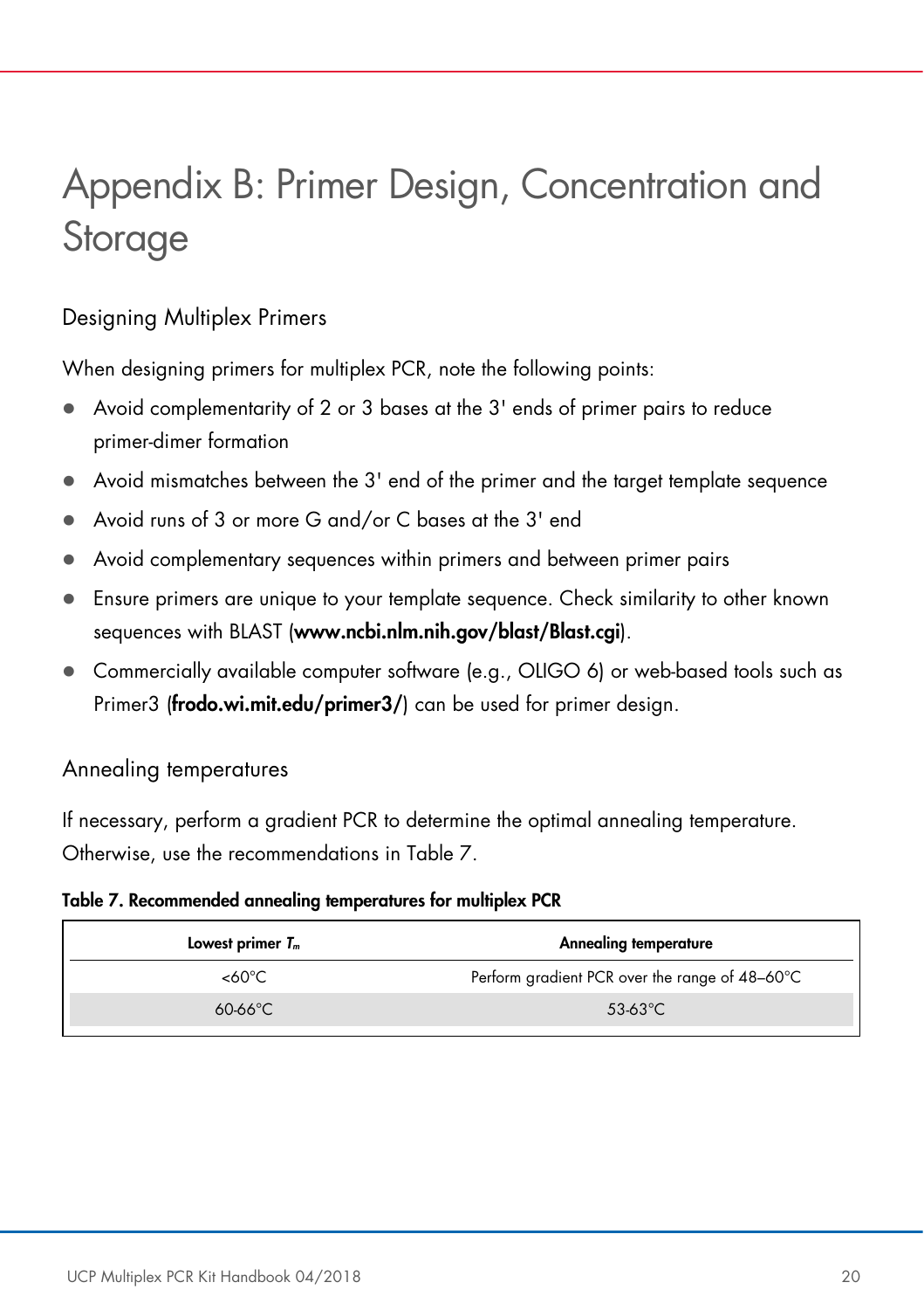# Appendix B: Primer Design, Concentration and Storage

## Designing Multiplex Primers

When designing primers for multiplex PCR, note the following points:

- Avoid complementarity of 2 or 3 bases at the 3' ends of primer pairs to reduce primer-dimer formation
- Avoid mismatches between the 3' end of the primer and the target template sequence
- Avoid runs of 3 or more G and/or C bases at the 3' end
- Avoid complementary sequences within primers and between primer pairs
- Ensure primers are unique to your template sequence. Check similarity to other known sequences with BLAST (**www.ncbi.nlm.nih.gov/blast/Blast.cgi**).
- Commercially available computer software (e.g., OLIGO 6) or web-based tools such as Primer3 (**frodo.wi.mit.edu/primer3/**) can be used for primer design.

## Annealing temperatures

If necessary, perform a gradient PCR to determine the optimal annealing temperature. Otherwise, use the recommendations in Table 7.

**Table 7. Recommended annealing temperatures for multiplex PCR**

| Lowest primer $T_m$ | Annealing temperature |
|---|---|
| <60°C | Perform gradient PCR over the range of 48–60°C |
| 60-66°C | 53-63°C |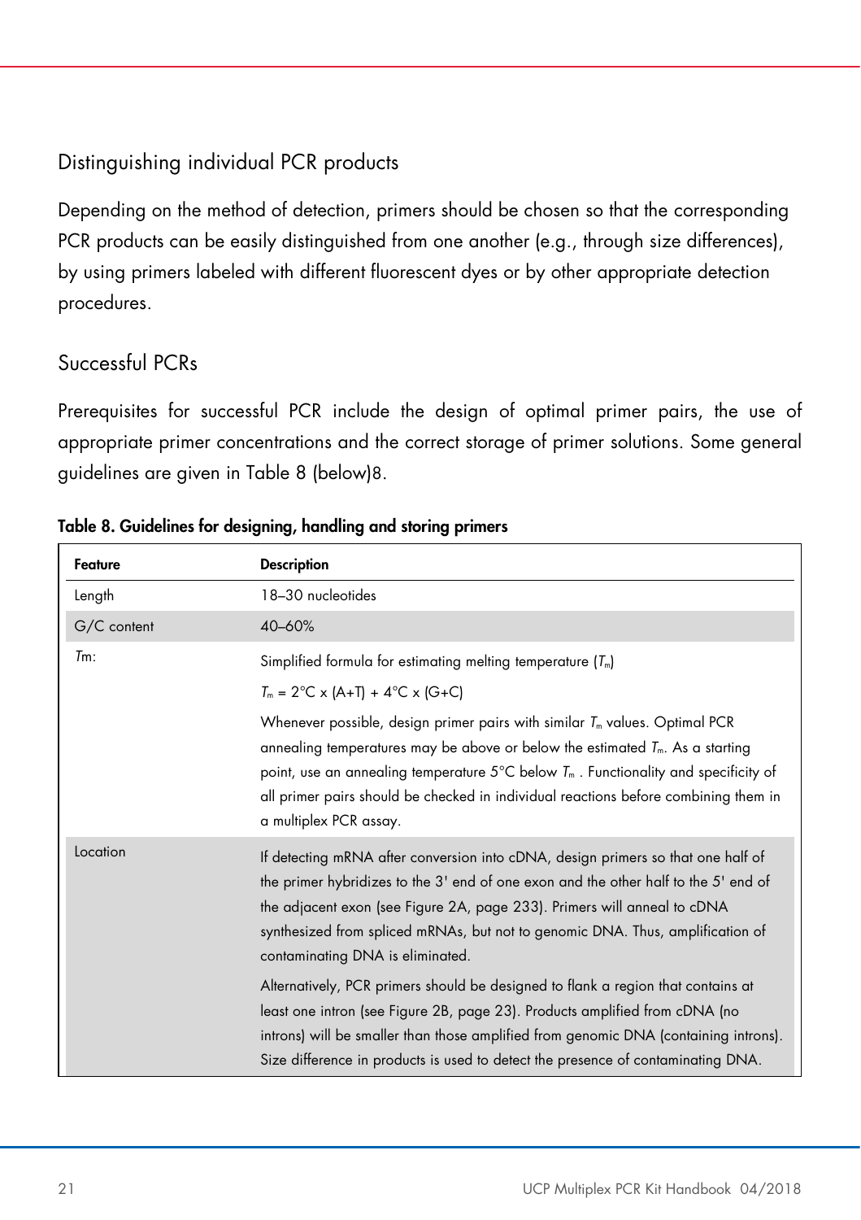## Distinguishing individual PCR products

Depending on the method of detection, primers should be chosen so that the corresponding PCR products can be easily distinguished from one another (e.g., through size differences), by using primers labeled with different fluorescent dyes or by other appropriate detection procedures.

## Successful PCRs

Prerequisites for successful PCR include the design of optimal primer pairs, the use of appropriate primer concentrations and the correct storage of primer solutions. Some general guidelines are given in Table 8 (below)8.

**Table 8. Guidelines for designing, handling and storing primers**

| **Feature** | **Description** |
|---|---|
| Length | 18–30 nucleotides |
| G/C content | 40–60% |
| $T_m$: | Simplified formula for estimating melting temperature ($T_m$)<br><br>$T_m$ = 2°C x (A+T) + 4°C x (G+C)<br><br>Whenever possible, design primer pairs with similar $T_m$ values. Optimal PCR annealing temperatures may be above or below the estimated $T_m$. As a starting point, use an annealing temperature 5°C below $T_m$ . Functionality and specificity of all primer pairs should be checked in individual reactions before combining them in a multiplex PCR assay. |
| Location | If detecting mRNA after conversion into cDNA, design primers so that one half of the primer hybridizes to the 3' end of one exon and the other half to the 5' end of the adjacent exon (see Figure 2A, page 233). Primers will anneal to cDNA synthesized from spliced mRNAs, but not to genomic DNA. Thus, amplification of contaminating DNA is eliminated.<br><br>Alternatively, PCR primers should be designed to flank a region that contains at least one intron (see Figure 2B, page 23). Products amplified from cDNA (no introns) will be smaller than those amplified from genomic DNA (containing introns). Size difference in products is used to detect the presence of contaminating DNA. |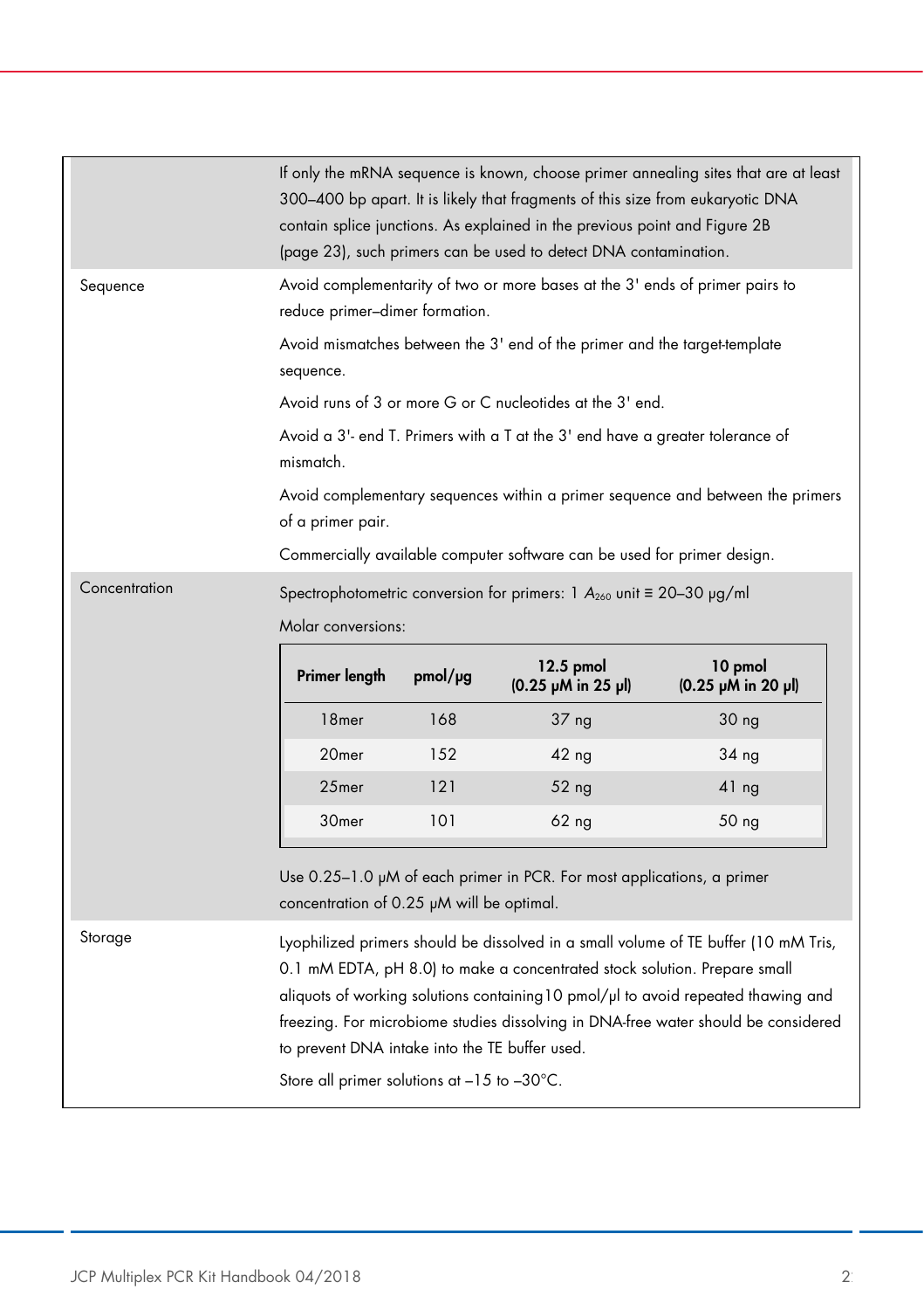| | |
|---|---|
| | If only the mRNA sequence is known, choose primer annealing sites that are at least 300–400 bp apart. It is likely that fragments of this size from eukaryotic DNA contain splice junctions. As explained in the previous point and Figure 2B (page 23), such primers can be used to detect DNA contamination. |
| Sequence | Avoid complementarity of two or more bases at the 3' ends of primer pairs to reduce primer–dimer formation.<br><br>Avoid mismatches between the 3' end of the primer and the target-template sequence.<br><br>Avoid runs of 3 or more G or C nucleotides at the 3' end.<br><br>Avoid a 3'- end T. Primers with a T at the 3' end have a greater tolerance of mismatch.<br><br>Avoid complementary sequences within a primer sequence and between the primers of a primer pair.<br><br>Commercially available computer software can be used for primer design. |
| Concentration | Spectrophotometric conversion for primers: 1 $A_{260}$ unit ≡ 20–30 µg/ml<br><br>Molar conversions: (see table below)<br><br>Use 0.25–1.0 µM of each primer in PCR. For most applications, a primer concentration of 0.25 µM will be optimal. |
| Storage | Lyophilized primers should be dissolved in a small volume of TE buffer (10 mM Tris, 0.1 mM EDTA, pH 8.0) to make a concentrated stock solution. Prepare small aliquots of working solutions containing10 pmol/µl to avoid repeated thawing and freezing. For microbiome studies dissolving in DNA-free water should be considered to prevent DNA intake into the TE buffer used.<br><br>Store all primer solutions at –15 to –30°C. |

Molar conversions:

| Primer length | pmol/µg | 12.5 pmol (0.25 µM in 25 µl) | 10 pmol (0.25 µM in 20 µl) |
|---|---|---|---|
| 18mer | 168 | 37 ng | 30 ng |
| 20mer | 152 | 42 ng | 34 ng |
| 25mer | 121 | 52 ng | 41 ng |
| 30mer | 101 | 62 ng | 50 ng |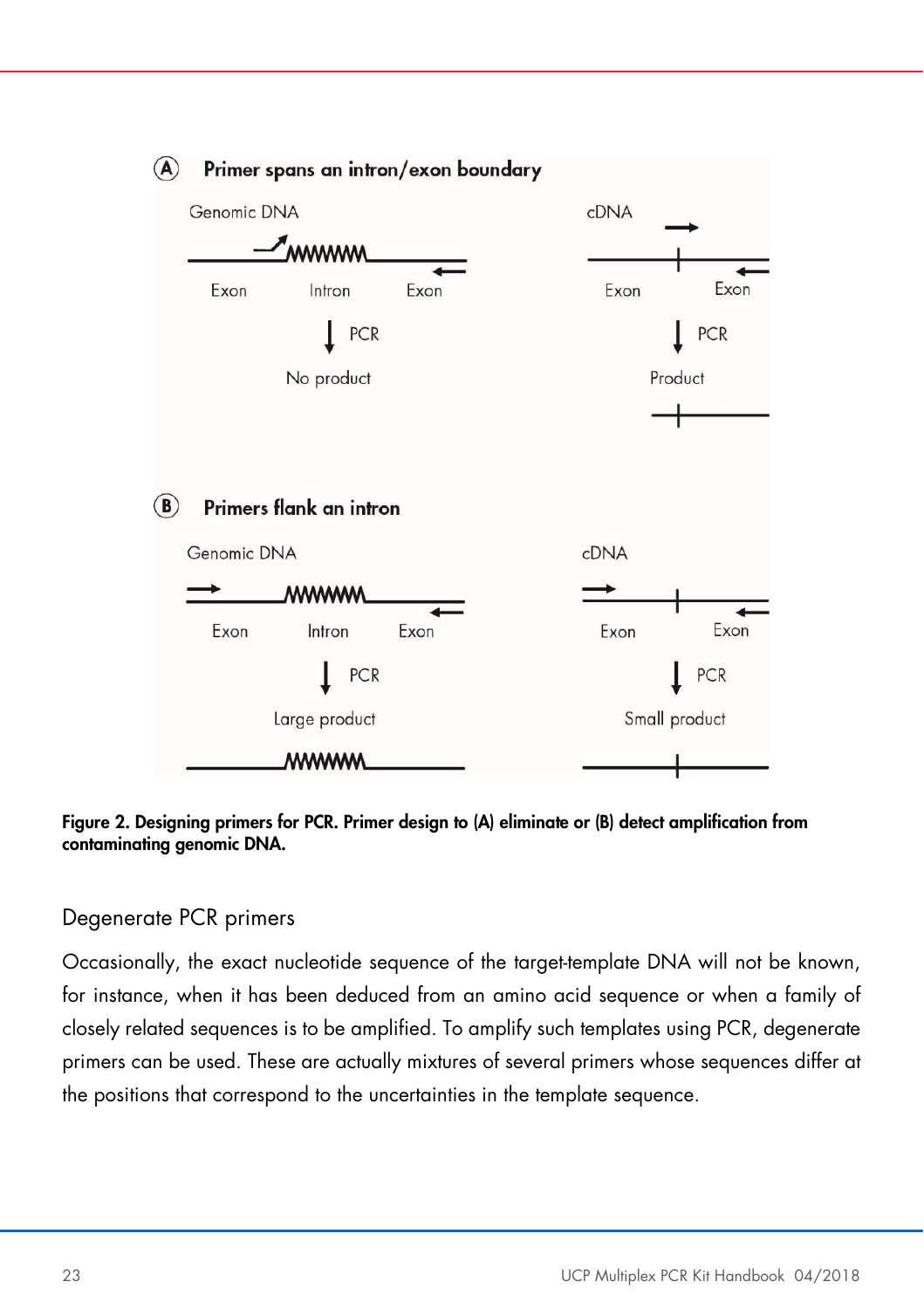**Figure 2. Designing primers for PCR. Primer design to (A) eliminate or (B) detect amplification from contaminating genomic DNA.**

## Degenerate PCR primers

Occasionally, the exact nucleotide sequence of the target-template DNA will not be known, for instance, when it has been deduced from an amino acid sequence or when a family of closely related sequences is to be amplified. To amplify such templates using PCR, degenerate primers can be used. These are actually mixtures of several primers whose sequences differ at the positions that correspond to the uncertainties in the template sequence.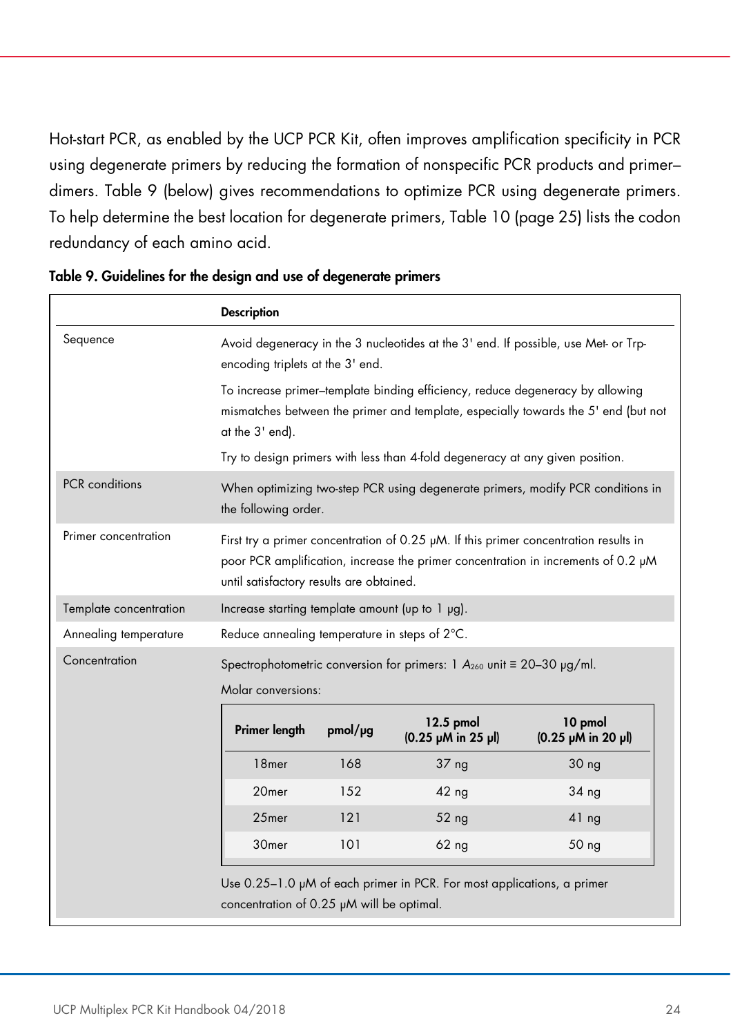Hot-start PCR, as enabled by the UCP PCR Kit, often improves amplification specificity in PCR using degenerate primers by reducing the formation of nonspecific PCR products and primer–dimers. Table 9 (below) gives recommendations to optimize PCR using degenerate primers. To help determine the best location for degenerate primers, Table 10 (page 25) lists the codon redundancy of each amino acid.

**Table 9. Guidelines for the design and use of degenerate primers**

| | Description |
|---|---|
| Sequence | Avoid degeneracy in the 3 nucleotides at the 3' end. If possible, use Met- or Trp-encoding triplets at the 3' end.<br><br>To increase primer–template binding efficiency, reduce degeneracy by allowing mismatches between the primer and template, especially towards the 5' end (but not at the 3' end).<br><br>Try to design primers with less than 4-fold degeneracy at any given position. |
| PCR conditions | When optimizing two-step PCR using degenerate primers, modify PCR conditions in the following order. |
| Primer concentration | First try a primer concentration of 0.25 µM. If this primer concentration results in poor PCR amplification, increase the primer concentration in increments of 0.2 µM until satisfactory results are obtained. |
| Template concentration | Increase starting template amount (up to 1 µg). |
| Annealing temperature | Reduce annealing temperature in steps of 2°C. |
| Concentration | Spectrophotometric conversion for primers: 1 $A_{260}$ unit ≡ 20–30 µg/ml.<br><br>Molar conversions: (see table below)<br><br>Use 0.25–1.0 µM of each primer in PCR. For most applications, a primer concentration of 0.25 µM will be optimal. |

Molar conversions:

| Primer length | pmol/µg | 12.5 pmol (0.25 µM in 25 µl) | 10 pmol (0.25 µM in 20 µl) |
|---|---|---|---|
| 18mer | 168 | 37 ng | 30 ng |
| 20mer | 152 | 42 ng | 34 ng |
| 25mer | 121 | 52 ng | 41 ng |
| 30mer | 101 | 62 ng | 50 ng |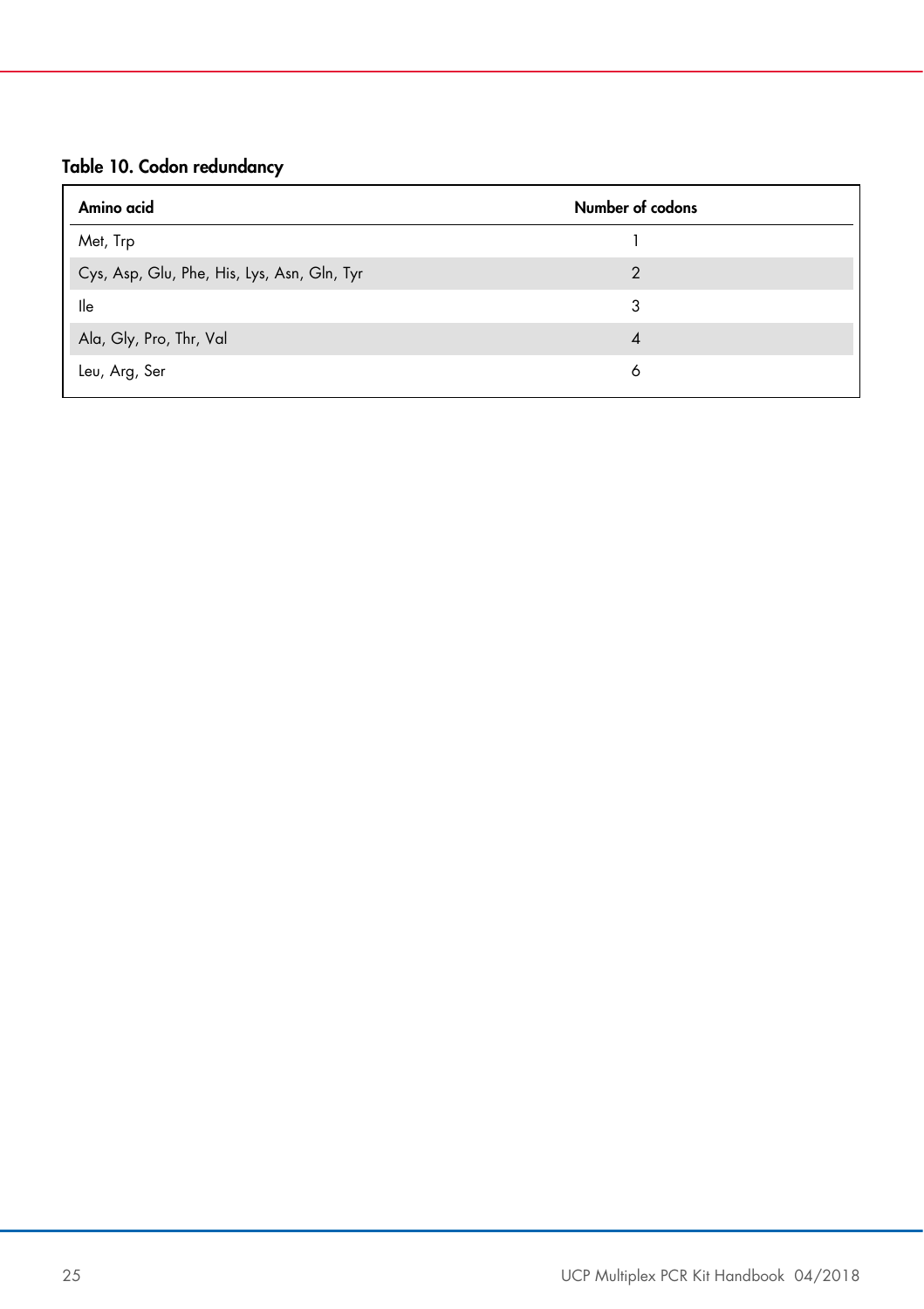**Table 10. Codon redundancy**

| Amino acid | Number of codons |
|---|---|
| Met, Trp | 1 |
| Cys, Asp, Glu, Phe, His, Lys, Asn, Gln, Tyr | 2 |
| Ile | 3 |
| Ala, Gly, Pro, Thr, Val | 4 |
| Leu, Arg, Ser | 6 |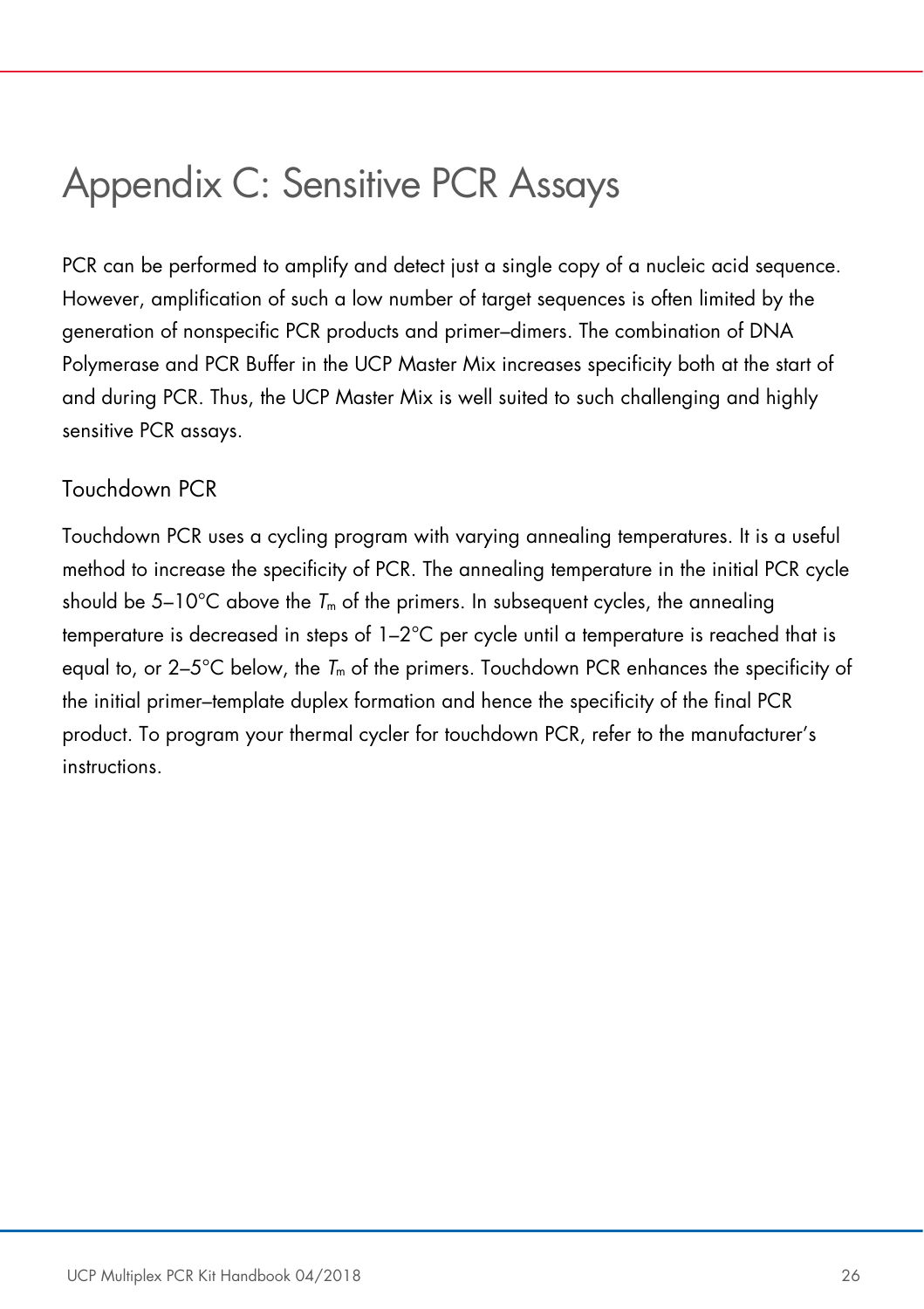# Appendix C: Sensitive PCR Assays

PCR can be performed to amplify and detect just a single copy of a nucleic acid sequence. However, amplification of such a low number of target sequences is often limited by the generation of nonspecific PCR products and primer–dimers. The combination of DNA Polymerase and PCR Buffer in the UCP Master Mix increases specificity both at the start of and during PCR. Thus, the UCP Master Mix is well suited to such challenging and highly sensitive PCR assays.

## Touchdown PCR

Touchdown PCR uses a cycling program with varying annealing temperatures. It is a useful method to increase the specificity of PCR. The annealing temperature in the initial PCR cycle should be 5–10°C above the $T_m$ of the primers. In subsequent cycles, the annealing temperature is decreased in steps of 1–2°C per cycle until a temperature is reached that is equal to, or 2–5°C below, the $T_m$ of the primers. Touchdown PCR enhances the specificity of the initial primer–template duplex formation and hence the specificity of the final PCR product. To program your thermal cycler for touchdown PCR, refer to the manufacturer's instructions.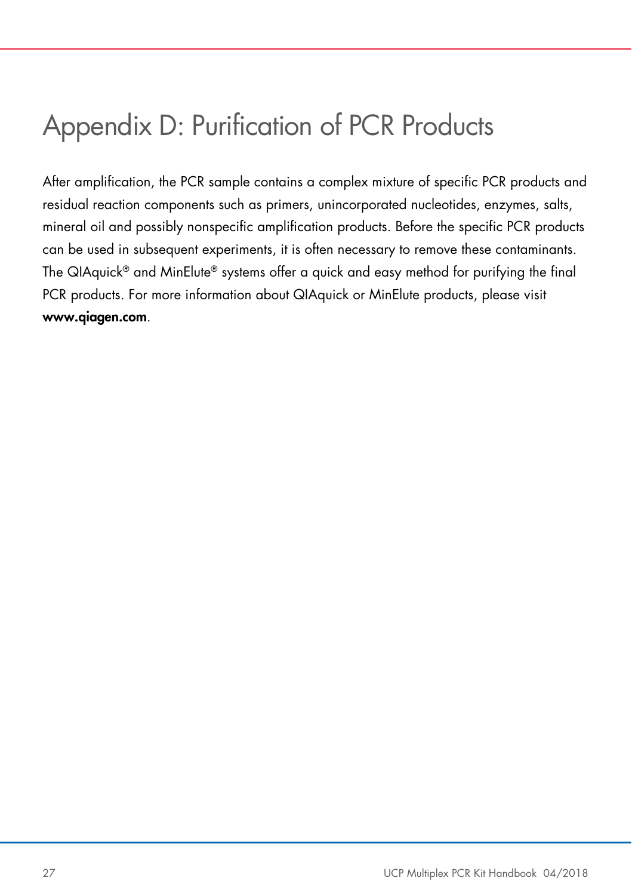# Appendix D: Purification of PCR Products

After amplification, the PCR sample contains a complex mixture of specific PCR products and residual reaction components such as primers, unincorporated nucleotides, enzymes, salts, mineral oil and possibly nonspecific amplification products. Before the specific PCR products can be used in subsequent experiments, it is often necessary to remove these contaminants. The QIAquick® and MinElute® systems offer a quick and easy method for purifying the final PCR products. For more information about QIAquick or MinElute products, please visit **www.qiagen.com**.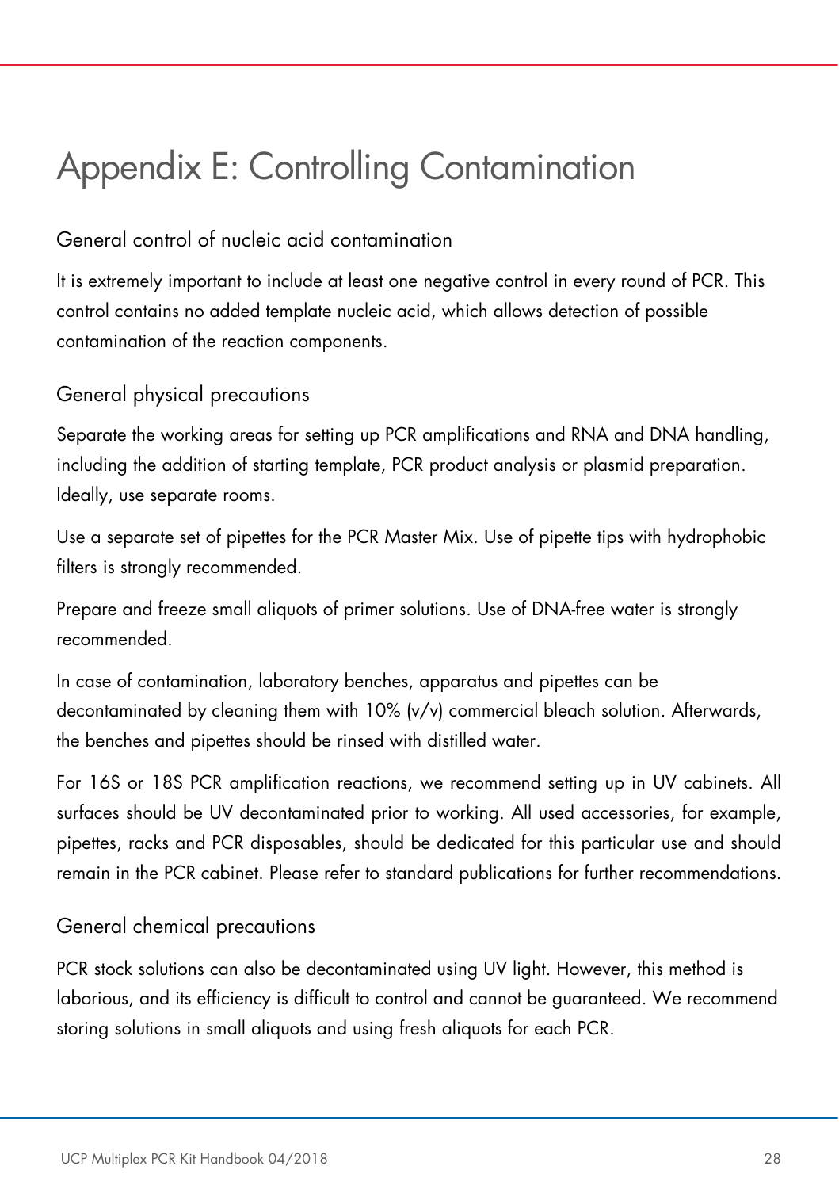# Appendix E: Controlling Contamination

## General control of nucleic acid contamination

It is extremely important to include at least one negative control in every round of PCR. This control contains no added template nucleic acid, which allows detection of possible contamination of the reaction components.

## General physical precautions

Separate the working areas for setting up PCR amplifications and RNA and DNA handling, including the addition of starting template, PCR product analysis or plasmid preparation. Ideally, use separate rooms.

Use a separate set of pipettes for the PCR Master Mix. Use of pipette tips with hydrophobic filters is strongly recommended.

Prepare and freeze small aliquots of primer solutions. Use of DNA-free water is strongly recommended.

In case of contamination, laboratory benches, apparatus and pipettes can be decontaminated by cleaning them with 10% (v/v) commercial bleach solution. Afterwards, the benches and pipettes should be rinsed with distilled water.

For 16S or 18S PCR amplification reactions, we recommend setting up in UV cabinets. All surfaces should be UV decontaminated prior to working. All used accessories, for example, pipettes, racks and PCR disposables, should be dedicated for this particular use and should remain in the PCR cabinet. Please refer to standard publications for further recommendations.

## General chemical precautions

PCR stock solutions can also be decontaminated using UV light. However, this method is laborious, and its efficiency is difficult to control and cannot be guaranteed. We recommend storing solutions in small aliquots and using fresh aliquots for each PCR.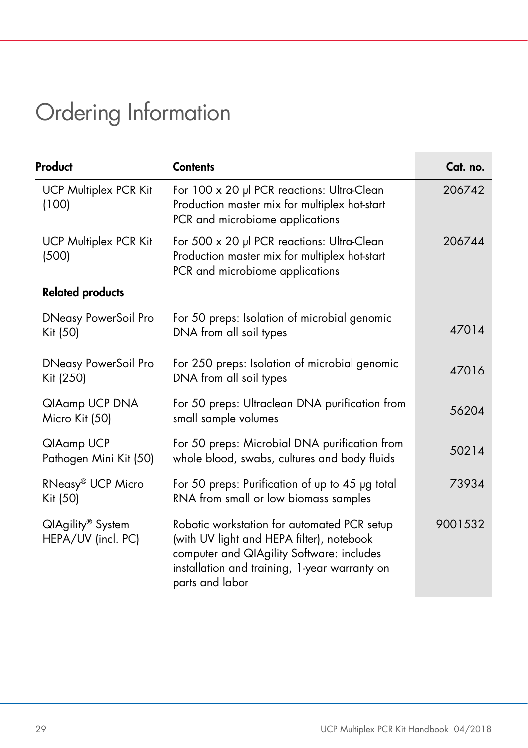# Ordering Information

| Product | Contents | Cat. no. |
|---|---|---|
| UCP Multiplex PCR Kit (100) | For 100 x 20 µl PCR reactions: Ultra-Clean Production master mix for multiplex hot-start PCR and microbiome applications | 206742 |
| UCP Multiplex PCR Kit (500) | For 500 x 20 µl PCR reactions: Ultra-Clean Production master mix for multiplex hot-start PCR and microbiome applications | 206744 |
| **Related products** | | |
| DNeasy PowerSoil Pro Kit (50) | For 50 preps: Isolation of microbial genomic DNA from all soil types | 47014 |
| DNeasy PowerSoil Pro Kit (250) | For 250 preps: Isolation of microbial genomic DNA from all soil types | 47016 |
| QIAamp UCP DNA Micro Kit (50) | For 50 preps: Ultraclean DNA purification from small sample volumes | 56204 |
| QIAamp UCP Pathogen Mini Kit (50) | For 50 preps: Microbial DNA purification from whole blood, swabs, cultures and body fluids | 50214 |
| RNeasy® UCP Micro Kit (50) | For 50 preps: Purification of up to 45 µg total RNA from small or low biomass samples | 73934 |
| QIAgility® System HEPA/UV (incl. PC) | Robotic workstation for automated PCR setup (with UV light and HEPA filter), notebook computer and QIAgility Software: includes installation and training, 1-year warranty on parts and labor | 9001532 |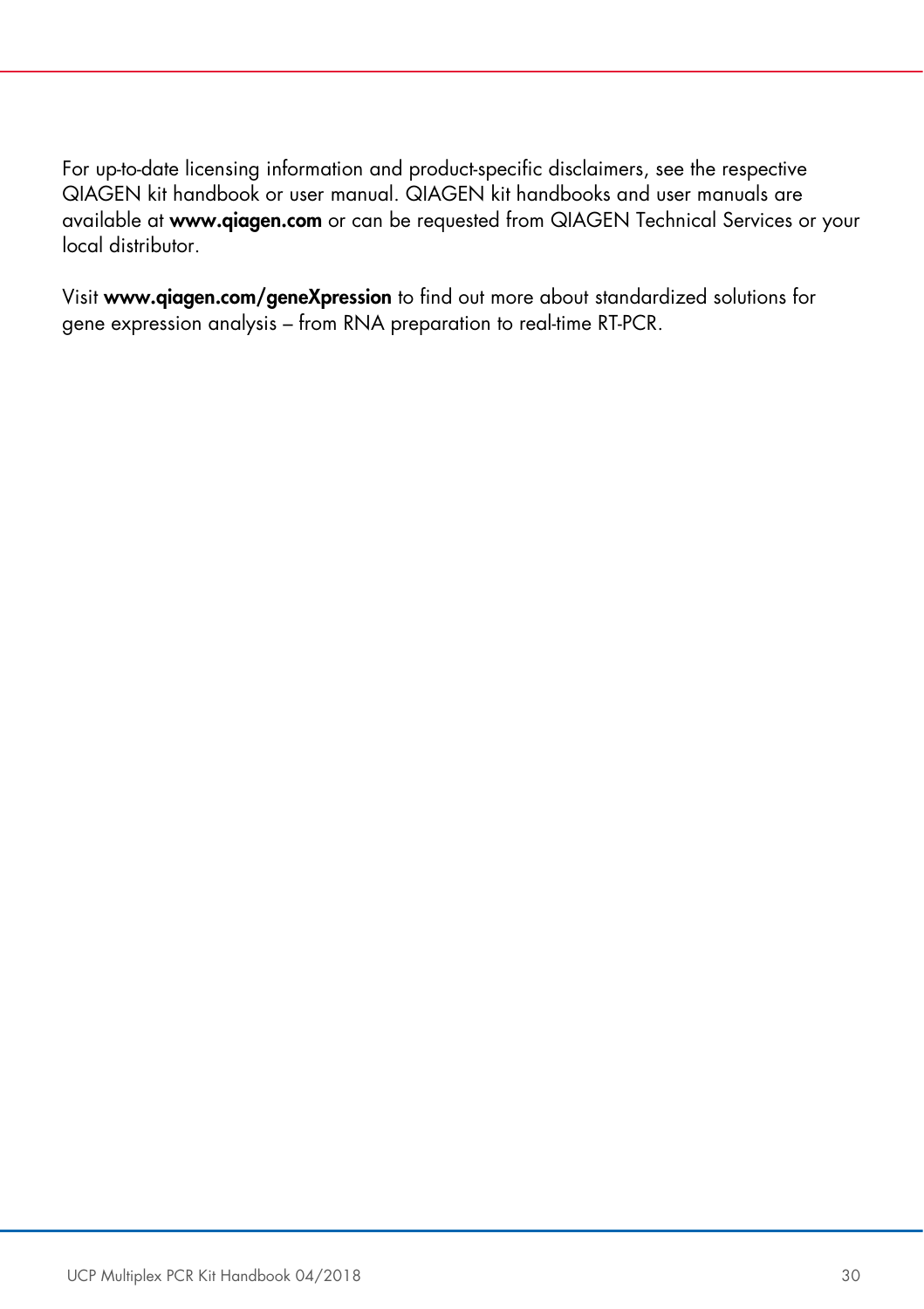For up-to-date licensing information and product-specific disclaimers, see the respective QIAGEN kit handbook or user manual. QIAGEN kit handbooks and user manuals are available at **www.qiagen.com** or can be requested from QIAGEN Technical Services or your local distributor.

Visit **www.qiagen.com/geneXpression** to find out more about standardized solutions for gene expression analysis – from RNA preparation to real-time RT-PCR.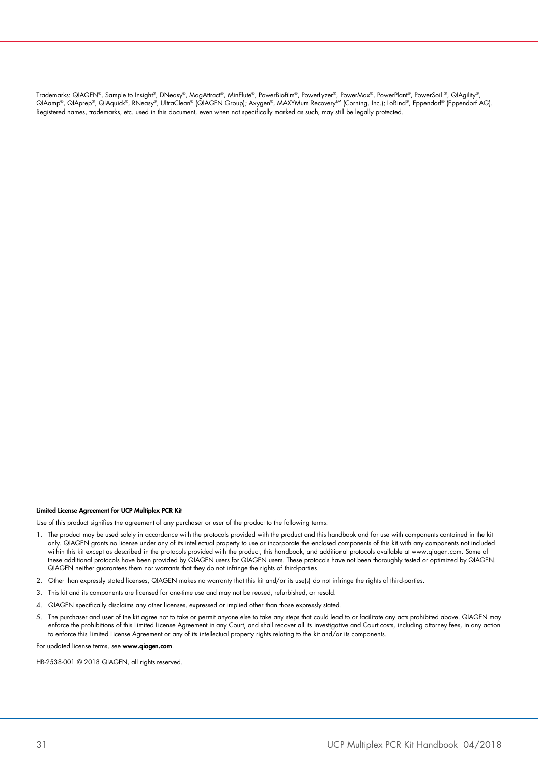Trademarks: QIAGEN®, Sample to Insight®, DNeasy®, MagAttract®, MinElute®, PowerBiofilm®, PowerLyzer®, PowerMax®, PowerPlant®, PowerSoil ®, QIAgility®, QIAamp®, QIAprep®, QIAquick®, RNeasy®, UltraClean® (QIAGEN Group); Axygen®, MAXYMum Recovery™ (Corning, Inc.); LoBind®, Eppendorf® (Eppendorf AG). Registered names, trademarks, etc. used in this document, even when not specifically marked as such, may still be legally protected.

**Limited License Agreement for UCP Multiplex PCR Kit**

Use of this product signifies the agreement of any purchaser or user of the product to the following terms:

1. The product may be used solely in accordance with the protocols provided with the product and this handbook and for use with components contained in the kit only. QIAGEN grants no license under any of its intellectual property to use or incorporate the enclosed components of this kit with any components not included within this kit except as described in the protocols provided with the product, this handbook, and additional protocols available at www.qiagen.com. Some of these additional protocols have been provided by QIAGEN users for QIAGEN users. These protocols have not been thoroughly tested or optimized by QIAGEN. QIAGEN neither guarantees them nor warrants that they do not infringe the rights of third-parties.
2. Other than expressly stated licenses, QIAGEN makes no warranty that this kit and/or its use(s) do not infringe the rights of third-parties.
3. This kit and its components are licensed for one-time use and may not be reused, refurbished, or resold.
4. QIAGEN specifically disclaims any other licenses, expressed or implied other than those expressly stated.
5. The purchaser and user of the kit agree not to take or permit anyone else to take any steps that could lead to or facilitate any acts prohibited above. QIAGEN may enforce the prohibitions of this Limited License Agreement in any Court, and shall recover all its investigative and Court costs, including attorney fees, in any action to enforce this Limited License Agreement or any of its intellectual property rights relating to the kit and/or its components.

For updated license terms, see **www.qiagen.com**.

HB-2538-001 © 2018 QIAGEN, all rights reserved.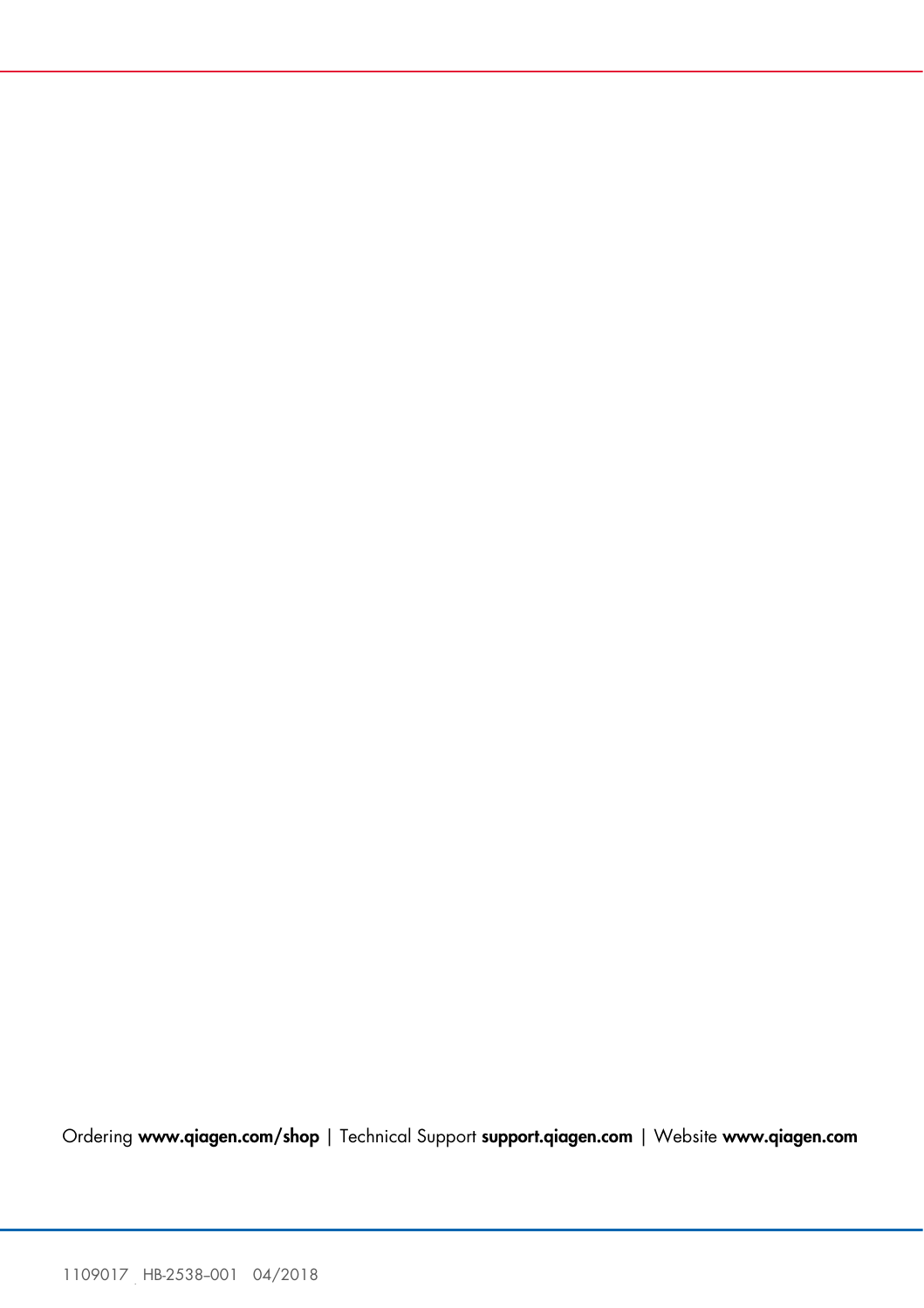Ordering **www.qiagen.com/shop** | Technical Support **support.qiagen.com** | Website **www.qiagen.com**

1109017 HB-2538-001 04/2018